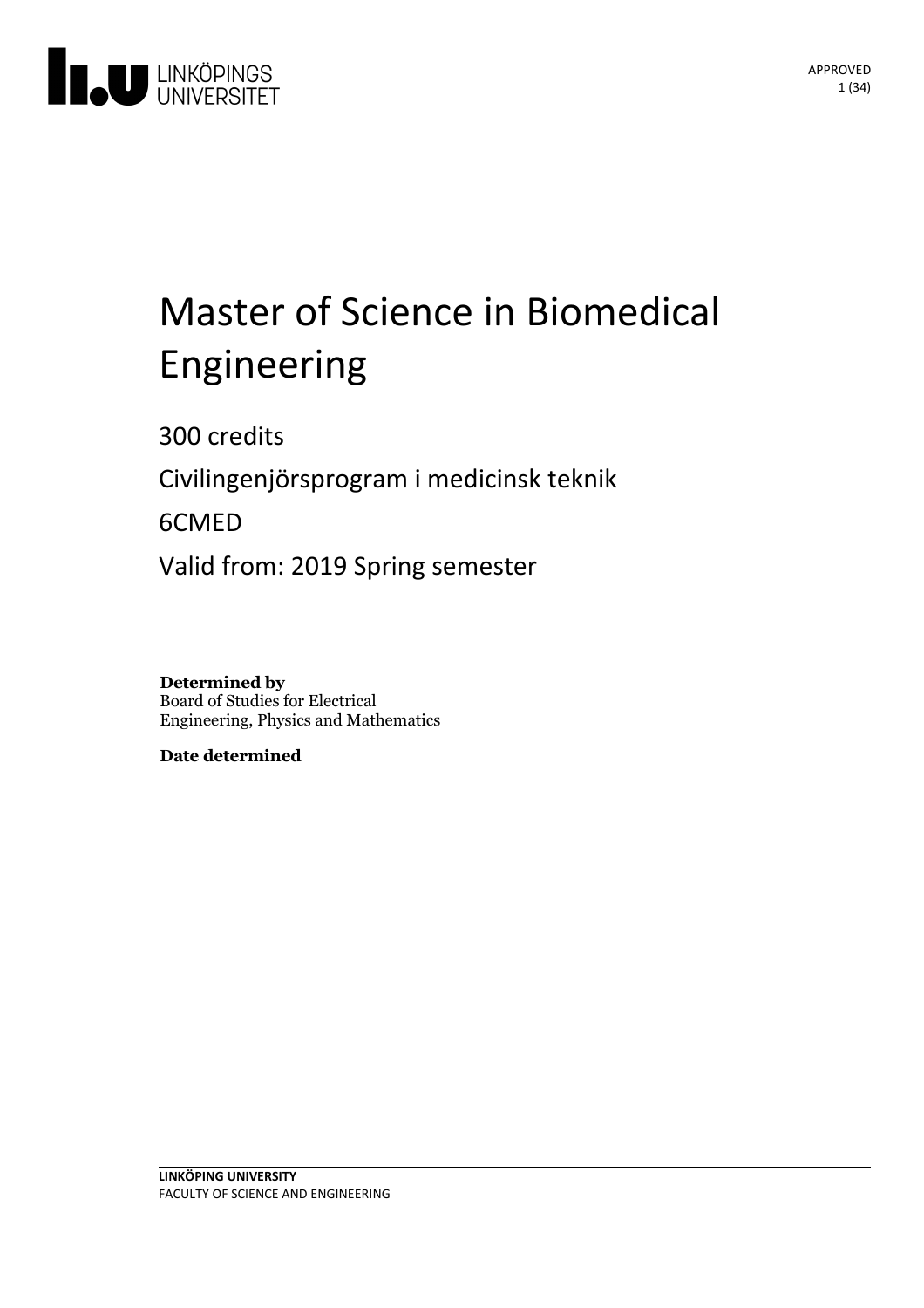# Master of Science in Biomedical Engineering

300 credits

Civilingenjörsprogram i medicinsk teknik

6CMED

Valid from: 2019 Spring semester

**Determined by**
Board of Studies for Electrical Engineering, Physics and Mathematics

**Date determined**

**LINKÖPING UNIVERSITY**
FACULTY OF SCIENCE AND ENGINEERING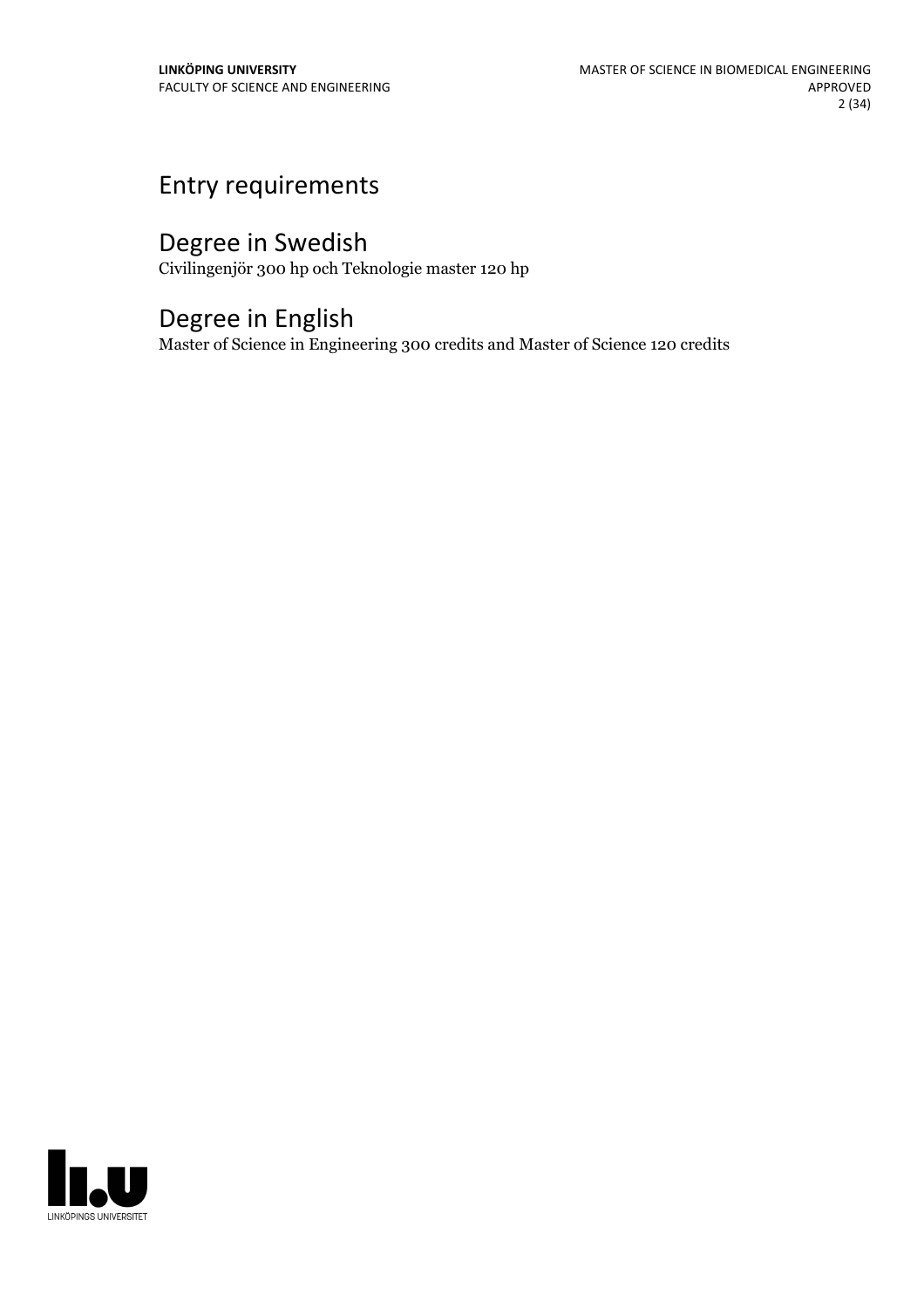# Entry requirements

# Degree in Swedish

Civilingenjör 300 hp och Teknologie master 120 hp

# Degree in English

Master of Science in Engineering 300 credits and Master of Science 120 credits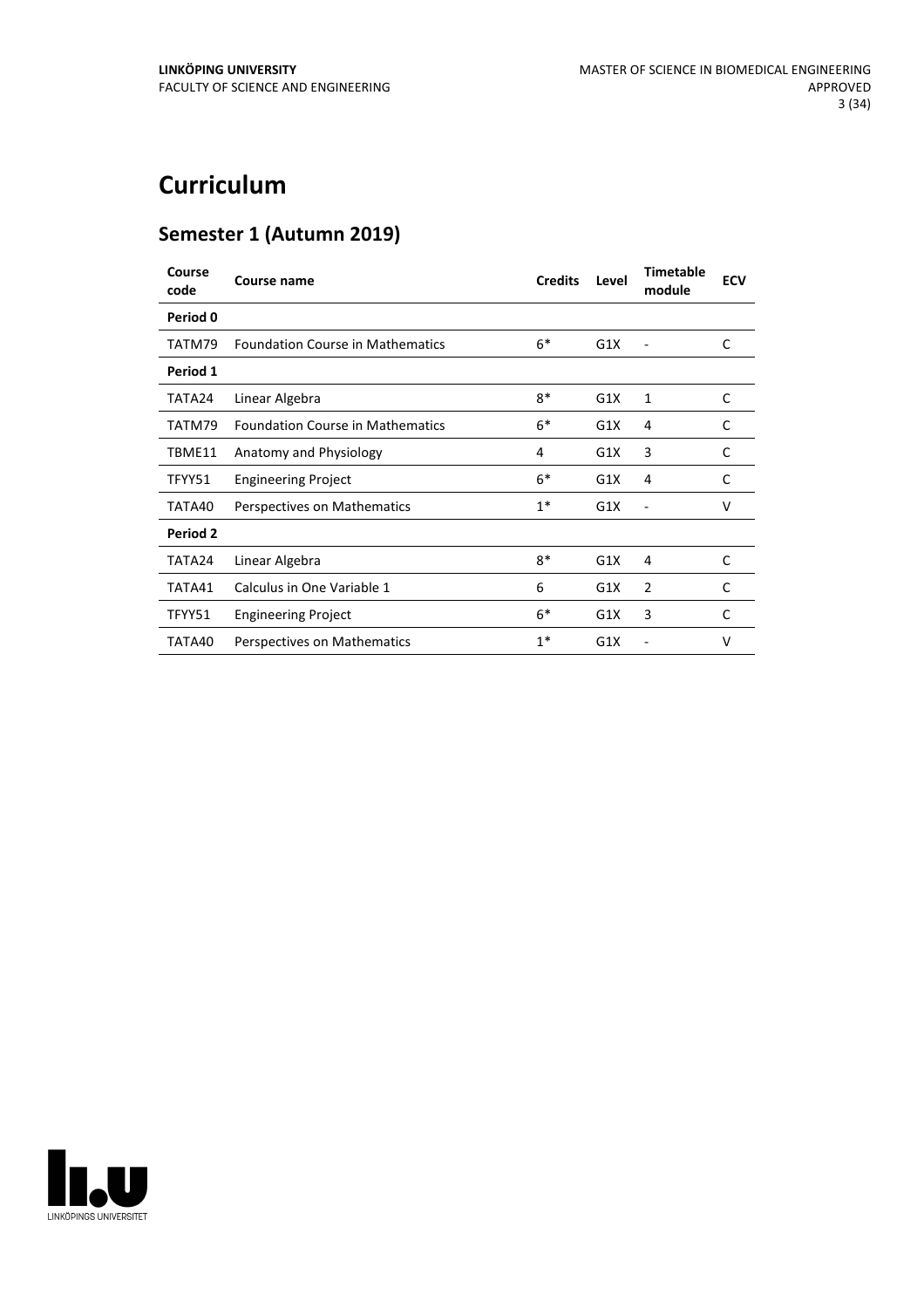# Curriculum

## Semester 1 (Autumn 2019)

| Course code | Course name | Credits | Level | Timetable module | ECV |
|---|---|---|---|---|---|
| **Period 0** | | | | | |
| TATM79 | Foundation Course in Mathematics | 6* | G1X | - | C |
| **Period 1** | | | | | |
| TATA24 | Linear Algebra | 8* | G1X | 1 | C |
| TATM79 | Foundation Course in Mathematics | 6* | G1X | 4 | C |
| TBME11 | Anatomy and Physiology | 4 | G1X | 3 | C |
| TFYY51 | Engineering Project | 6* | G1X | 4 | C |
| TATA40 | Perspectives on Mathematics | 1* | G1X | - | V |
| **Period 2** | | | | | |
| TATA24 | Linear Algebra | 8* | G1X | 4 | C |
| TATA41 | Calculus in One Variable 1 | 6 | G1X | 2 | C |
| TFYY51 | Engineering Project | 6* | G1X | 3 | C |
| TATA40 | Perspectives on Mathematics | 1* | G1X | - | V |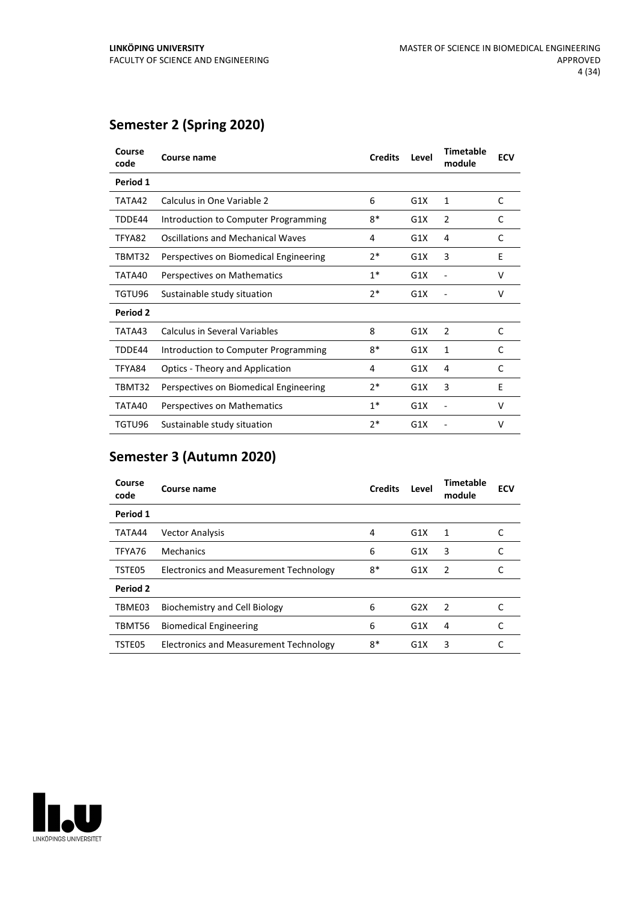## Semester 2 (Spring 2020)

| Course code | Course name | Credits | Level | Timetable module | ECV |
|---|---|---|---|---|---|
| **Period 1** | | | | | |
| TATA42 | Calculus in One Variable 2 | 6 | G1X | 1 | C |
| TDDE44 | Introduction to Computer Programming | 8* | G1X | 2 | C |
| TFYA82 | Oscillations and Mechanical Waves | 4 | G1X | 4 | C |
| TBMT32 | Perspectives on Biomedical Engineering | 2* | G1X | 3 | E |
| TATA40 | Perspectives on Mathematics | 1* | G1X | - | V |
| TGTU96 | Sustainable study situation | 2* | G1X | - | V |
| **Period 2** | | | | | |
| TATA43 | Calculus in Several Variables | 8 | G1X | 2 | C |
| TDDE44 | Introduction to Computer Programming | 8* | G1X | 1 | C |
| TFYA84 | Optics - Theory and Application | 4 | G1X | 4 | C |
| TBMT32 | Perspectives on Biomedical Engineering | 2* | G1X | 3 | E |
| TATA40 | Perspectives on Mathematics | 1* | G1X | - | V |
| TGTU96 | Sustainable study situation | 2* | G1X | - | V |

## Semester 3 (Autumn 2020)

| Course code | Course name | Credits | Level | Timetable module | ECV |
|---|---|---|---|---|---|
| **Period 1** | | | | | |
| TATA44 | Vector Analysis | 4 | G1X | 1 | C |
| TFYA76 | Mechanics | 6 | G1X | 3 | C |
| TSTE05 | Electronics and Measurement Technology | 8* | G1X | 2 | C |
| **Period 2** | | | | | |
| TBME03 | Biochemistry and Cell Biology | 6 | G2X | 2 | C |
| TBMT56 | Biomedical Engineering | 6 | G1X | 4 | C |
| TSTE05 | Electronics and Measurement Technology | 8* | G1X | 3 | C |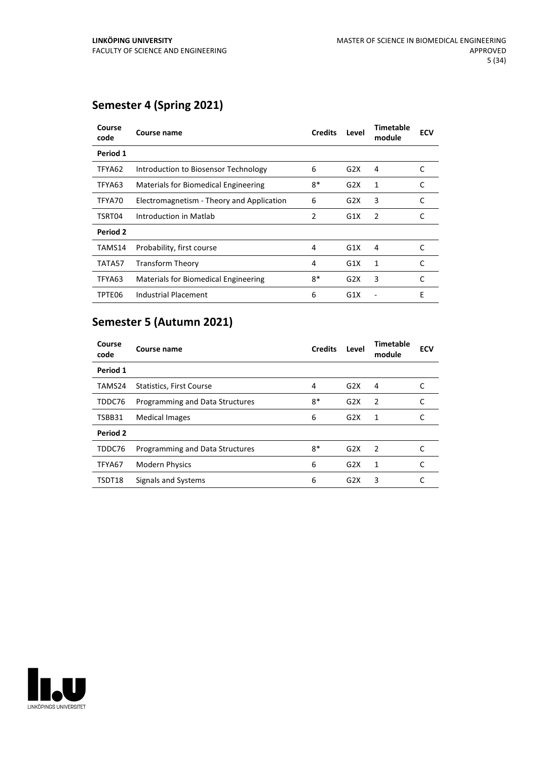## Semester 4 (Spring 2021)

| Course code | Course name | Credits | Level | Timetable module | ECV |
|---|---|---|---|---|---|
| **Period 1** | | | | | |
| TFYA62 | Introduction to Biosensor Technology | 6 | G2X | 4 | C |
| TFYA63 | Materials for Biomedical Engineering | 8* | G2X | 1 | C |
| TFYA70 | Electromagnetism - Theory and Application | 6 | G2X | 3 | C |
| TSRT04 | Introduction in Matlab | 2 | G1X | 2 | C |
| **Period 2** | | | | | |
| TAMS14 | Probability, first course | 4 | G1X | 4 | C |
| TATA57 | Transform Theory | 4 | G1X | 1 | C |
| TFYA63 | Materials for Biomedical Engineering | 8* | G2X | 3 | C |
| TPTE06 | Industrial Placement | 6 | G1X | - | E |

## Semester 5 (Autumn 2021)

| Course code | Course name | Credits | Level | Timetable module | ECV |
|---|---|---|---|---|---|
| **Period 1** | | | | | |
| TAMS24 | Statistics, First Course | 4 | G2X | 4 | C |
| TDDC76 | Programming and Data Structures | 8* | G2X | 2 | C |
| TSBB31 | Medical Images | 6 | G2X | 1 | C |
| **Period 2** | | | | | |
| TDDC76 | Programming and Data Structures | 8* | G2X | 2 | C |
| TFYA67 | Modern Physics | 6 | G2X | 1 | C |
| TSDT18 | Signals and Systems | 6 | G2X | 3 | C |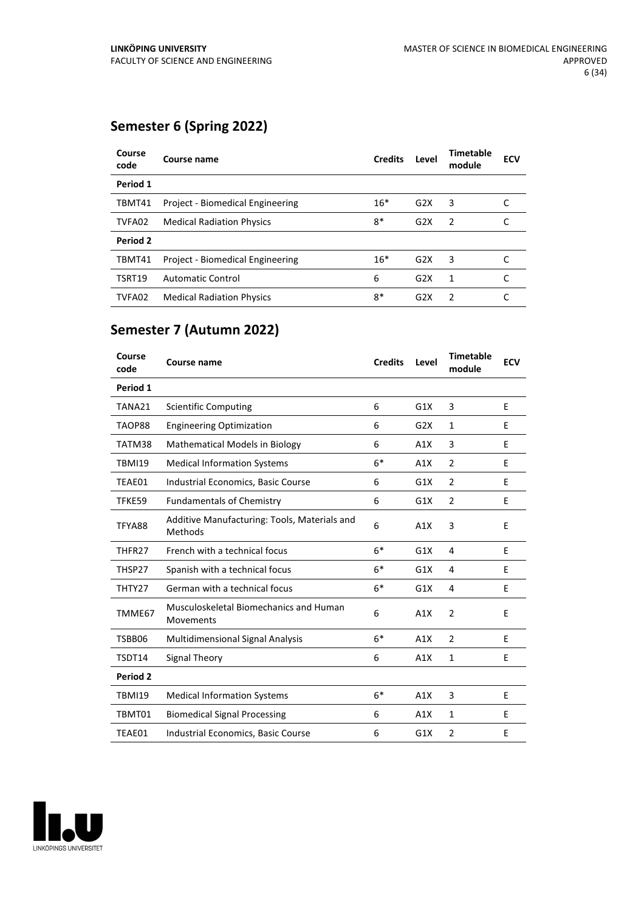## Semester 6 (Spring 2022)

| Course code | Course name | Credits | Level | Timetable module | ECV |
| --- | --- | --- | --- | --- | --- |
| **Period 1** | | | | | |
| TBMT41 | Project - Biomedical Engineering | 16* | G2X | 3 | C |
| TVFA02 | Medical Radiation Physics | 8* | G2X | 2 | C |
| **Period 2** | | | | | |
| TBMT41 | Project - Biomedical Engineering | 16* | G2X | 3 | C |
| TSRT19 | Automatic Control | 6 | G2X | 1 | C |
| TVFA02 | Medical Radiation Physics | 8* | G2X | 2 | C |

## Semester 7 (Autumn 2022)

| Course code | Course name | Credits | Level | Timetable module | ECV |
| --- | --- | --- | --- | --- | --- |
| **Period 1** | | | | | |
| TANA21 | Scientific Computing | 6 | G1X | 3 | E |
| TAOP88 | Engineering Optimization | 6 | G2X | 1 | E |
| TATM38 | Mathematical Models in Biology | 6 | A1X | 3 | E |
| TBMI19 | Medical Information Systems | 6* | A1X | 2 | E |
| TEAE01 | Industrial Economics, Basic Course | 6 | G1X | 2 | E |
| TFKE59 | Fundamentals of Chemistry | 6 | G1X | 2 | E |
| TFYA88 | Additive Manufacturing: Tools, Materials and Methods | 6 | A1X | 3 | E |
| THFR27 | French with a technical focus | 6* | G1X | 4 | E |
| THSP27 | Spanish with a technical focus | 6* | G1X | 4 | E |
| THTY27 | German with a technical focus | 6* | G1X | 4 | E |
| TMME67 | Musculoskeletal Biomechanics and Human Movements | 6 | A1X | 2 | E |
| TSBB06 | Multidimensional Signal Analysis | 6* | A1X | 2 | E |
| TSDT14 | Signal Theory | 6 | A1X | 1 | E |
| **Period 2** | | | | | |
| TBMI19 | Medical Information Systems | 6* | A1X | 3 | E |
| TBMT01 | Biomedical Signal Processing | 6 | A1X | 1 | E |
| TEAE01 | Industrial Economics, Basic Course | 6 | G1X | 2 | E |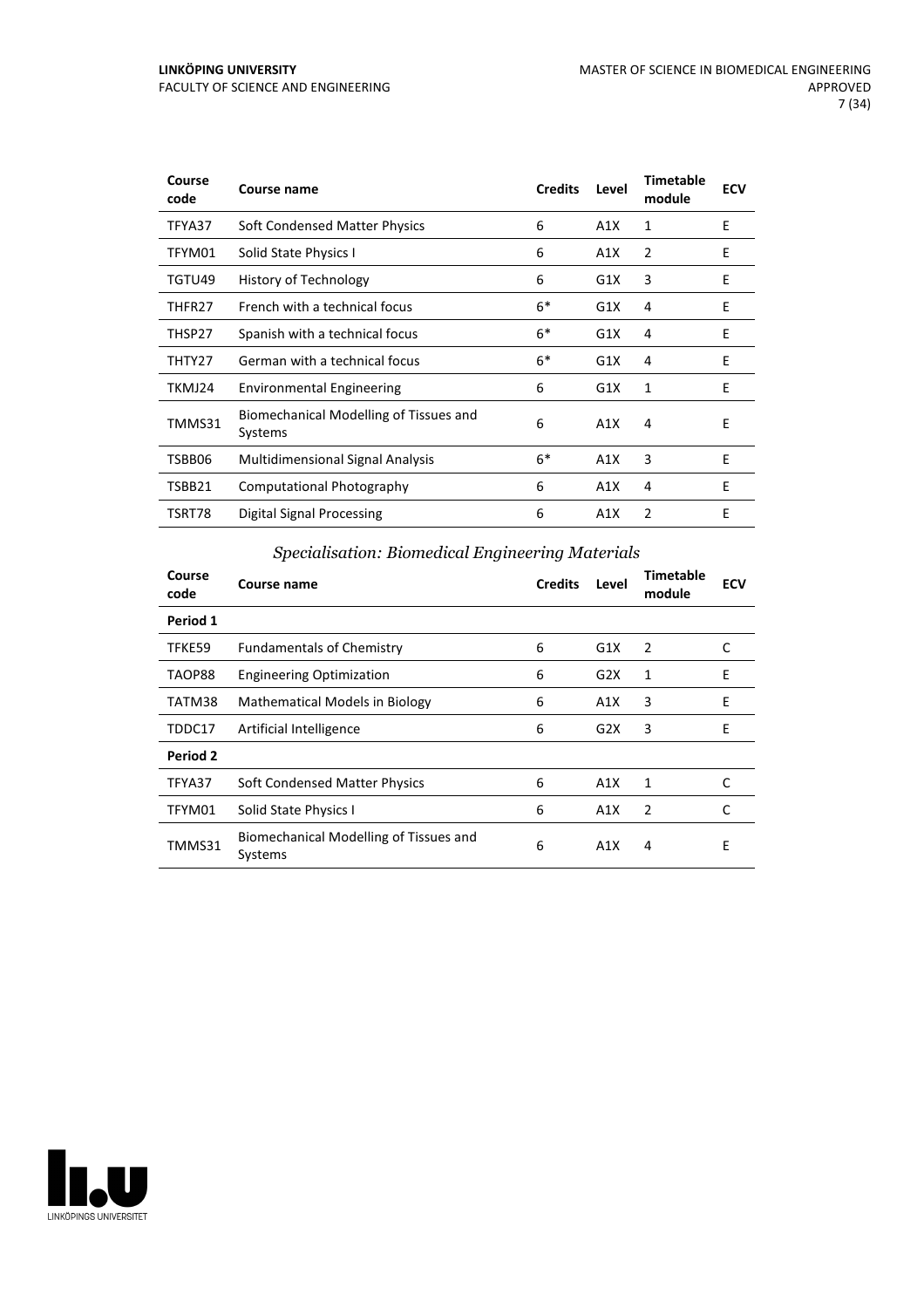| Course code | Course name | Credits | Level | Timetable module | ECV |
|---|---|---|---|---|---|
| TFYA37 | Soft Condensed Matter Physics | 6 | A1X | 1 | E |
| TFYM01 | Solid State Physics I | 6 | A1X | 2 | E |
| TGTU49 | History of Technology | 6 | G1X | 3 | E |
| THFR27 | French with a technical focus | 6* | G1X | 4 | E |
| THSP27 | Spanish with a technical focus | 6* | G1X | 4 | E |
| THTY27 | German with a technical focus | 6* | G1X | 4 | E |
| TKMJ24 | Environmental Engineering | 6 | G1X | 1 | E |
| TMMS31 | Biomechanical Modelling of Tissues and Systems | 6 | A1X | 4 | E |
| TSBB06 | Multidimensional Signal Analysis | 6* | A1X | 3 | E |
| TSBB21 | Computational Photography | 6 | A1X | 4 | E |
| TSRT78 | Digital Signal Processing | 6 | A1X | 2 | E |

### *Specialisation: Biomedical Engineering Materials*

| Course code | Course name | Credits | Level | Timetable module | ECV |
|---|---|---|---|---|---|
| **Period 1** | | | | | |
| TFKE59 | Fundamentals of Chemistry | 6 | G1X | 2 | C |
| TAOP88 | Engineering Optimization | 6 | G2X | 1 | E |
| TATM38 | Mathematical Models in Biology | 6 | A1X | 3 | E |
| TDDC17 | Artificial Intelligence | 6 | G2X | 3 | E |
| **Period 2** | | | | | |
| TFYA37 | Soft Condensed Matter Physics | 6 | A1X | 1 | C |
| TFYM01 | Solid State Physics I | 6 | A1X | 2 | C |
| TMMS31 | Biomechanical Modelling of Tissues and Systems | 6 | A1X | 4 | E |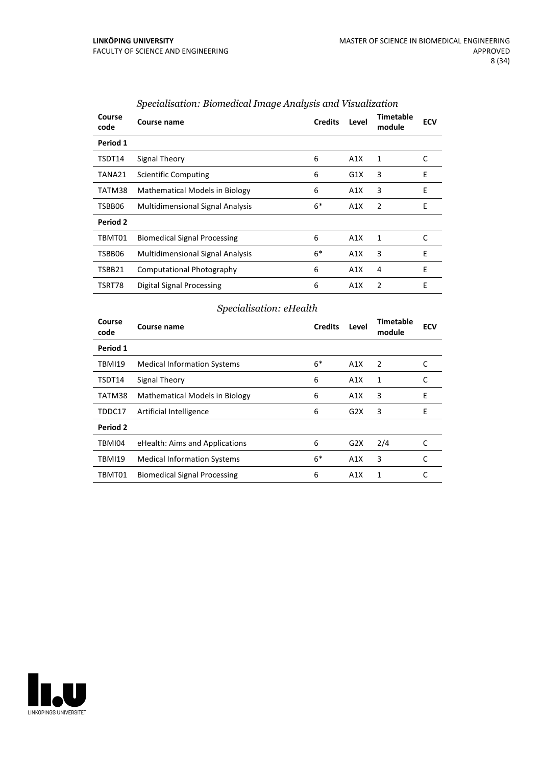### *Specialisation: Biomedical Image Analysis and Visualization*

| Course code | Course name | Credits | Level | Timetable module | ECV |
|---|---|---|---|---|---|
| **Period 1** | | | | | |
| TSDT14 | Signal Theory | 6 | A1X | 1 | C |
| TANA21 | Scientific Computing | 6 | G1X | 3 | E |
| TATM38 | Mathematical Models in Biology | 6 | A1X | 3 | E |
| TSBB06 | Multidimensional Signal Analysis | 6* | A1X | 2 | E |
| **Period 2** | | | | | |
| TBMT01 | Biomedical Signal Processing | 6 | A1X | 1 | C |
| TSBB06 | Multidimensional Signal Analysis | 6* | A1X | 3 | E |
| TSBB21 | Computational Photography | 6 | A1X | 4 | E |
| TSRT78 | Digital Signal Processing | 6 | A1X | 2 | E |

### *Specialisation: eHealth*

| Course code | Course name | Credits | Level | Timetable module | ECV |
|---|---|---|---|---|---|
| **Period 1** | | | | | |
| TBMI19 | Medical Information Systems | 6* | A1X | 2 | C |
| TSDT14 | Signal Theory | 6 | A1X | 1 | C |
| TATM38 | Mathematical Models in Biology | 6 | A1X | 3 | E |
| TDDC17 | Artificial Intelligence | 6 | G2X | 3 | E |
| **Period 2** | | | | | |
| TBMI04 | eHealth: Aims and Applications | 6 | G2X | 2/4 | C |
| TBMI19 | Medical Information Systems | 6* | A1X | 3 | C |
| TBMT01 | Biomedical Signal Processing | 6 | A1X | 1 | C |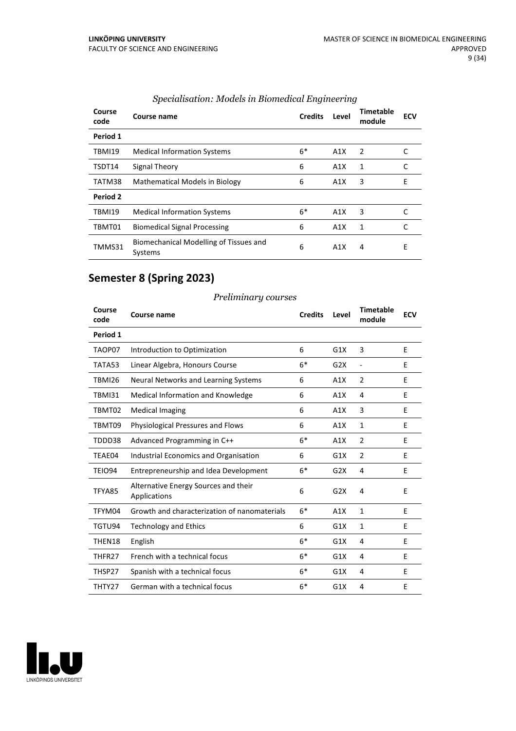*Specialisation: Models in Biomedical Engineering*

| Course code | Course name | Credits | Level | Timetable module | ECV |
|---|---|---|---|---|---|
| **Period 1** | | | | | |
| TBMI19 | Medical Information Systems | 6* | A1X | 2 | C |
| TSDT14 | Signal Theory | 6 | A1X | 1 | C |
| TATM38 | Mathematical Models in Biology | 6 | A1X | 3 | E |
| **Period 2** | | | | | |
| TBMI19 | Medical Information Systems | 6* | A1X | 3 | C |
| TBMT01 | Biomedical Signal Processing | 6 | A1X | 1 | C |
| TMMS31 | Biomechanical Modelling of Tissues and Systems | 6 | A1X | 4 | E |

## Semester 8 (Spring 2023)

*Preliminary courses*

| Course code | Course name | Credits | Level | Timetable module | ECV |
|---|---|---|---|---|---|
| **Period 1** | | | | | |
| TAOP07 | Introduction to Optimization | 6 | G1X | 3 | E |
| TATA53 | Linear Algebra, Honours Course | 6* | G2X | - | E |
| TBMI26 | Neural Networks and Learning Systems | 6 | A1X | 2 | E |
| TBMI31 | Medical Information and Knowledge | 6 | A1X | 4 | E |
| TBMT02 | Medical Imaging | 6 | A1X | 3 | E |
| TBMT09 | Physiological Pressures and Flows | 6 | A1X | 1 | E |
| TDDD38 | Advanced Programming in C++ | 6* | A1X | 2 | E |
| TEAE04 | Industrial Economics and Organisation | 6 | G1X | 2 | E |
| TEIO94 | Entrepreneurship and Idea Development | 6* | G2X | 4 | E |
| TFYA85 | Alternative Energy Sources and their Applications | 6 | G2X | 4 | E |
| TFYM04 | Growth and characterization of nanomaterials | 6* | A1X | 1 | E |
| TGTU94 | Technology and Ethics | 6 | G1X | 1 | E |
| THEN18 | English | 6* | G1X | 4 | E |
| THFR27 | French with a technical focus | 6* | G1X | 4 | E |
| THSP27 | Spanish with a technical focus | 6* | G1X | 4 | E |
| THTY27 | German with a technical focus | 6* | G1X | 4 | E |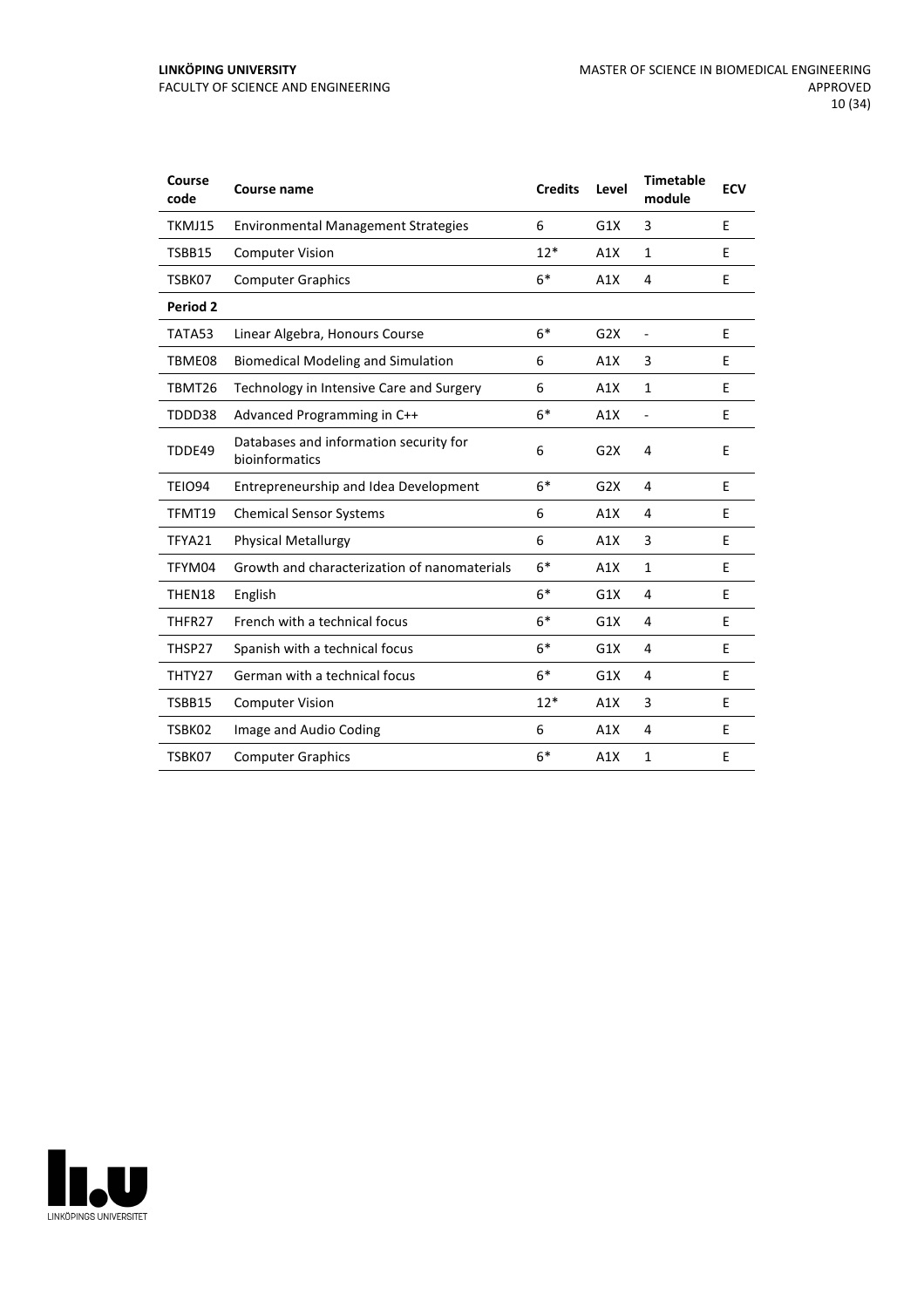| Course code | Course name | Credits | Level | Timetable module | ECV |
|---|---|---|---|---|---|
| TKMJ15 | Environmental Management Strategies | 6 | G1X | 3 | E |
| TSBB15 | Computer Vision | 12* | A1X | 1 | E |
| TSBK07 | Computer Graphics | 6* | A1X | 4 | E |
| **Period 2** | | | | | |
| TATA53 | Linear Algebra, Honours Course | 6* | G2X | - | E |
| TBME08 | Biomedical Modeling and Simulation | 6 | A1X | 3 | E |
| TBMT26 | Technology in Intensive Care and Surgery | 6 | A1X | 1 | E |
| TDDD38 | Advanced Programming in C++ | 6* | A1X | - | E |
| TDDE49 | Databases and information security for bioinformatics | 6 | G2X | 4 | E |
| TEIO94 | Entrepreneurship and Idea Development | 6* | G2X | 4 | E |
| TFMT19 | Chemical Sensor Systems | 6 | A1X | 4 | E |
| TFYA21 | Physical Metallurgy | 6 | A1X | 3 | E |
| TFYM04 | Growth and characterization of nanomaterials | 6* | A1X | 1 | E |
| THEN18 | English | 6* | G1X | 4 | E |
| THFR27 | French with a technical focus | 6* | G1X | 4 | E |
| THSP27 | Spanish with a technical focus | 6* | G1X | 4 | E |
| THTY27 | German with a technical focus | 6* | G1X | 4 | E |
| TSBB15 | Computer Vision | 12* | A1X | 3 | E |
| TSBK02 | Image and Audio Coding | 6 | A1X | 4 | E |
| TSBK07 | Computer Graphics | 6* | A1X | 1 | E |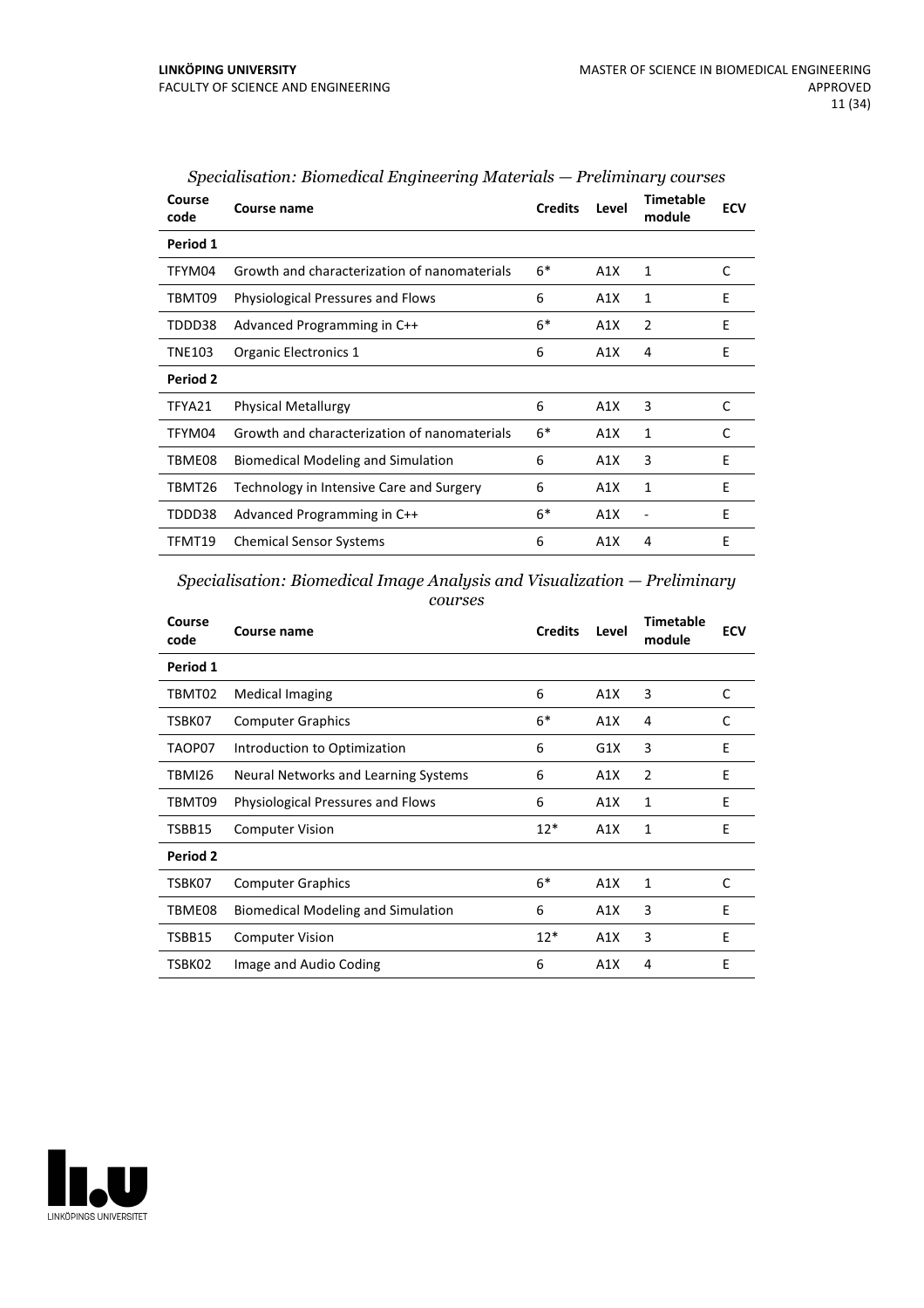*Specialisation: Biomedical Engineering Materials — Preliminary courses*

| Course code | Course name | Credits | Level | Timetable module | ECV |
|---|---|---|---|---|---|
| **Period 1** | | | | | |
| TFYM04 | Growth and characterization of nanomaterials | 6* | A1X | 1 | C |
| TBMT09 | Physiological Pressures and Flows | 6 | A1X | 1 | E |
| TDDD38 | Advanced Programming in C++ | 6* | A1X | 2 | E |
| TNE103 | Organic Electronics 1 | 6 | A1X | 4 | E |
| **Period 2** | | | | | |
| TFYA21 | Physical Metallurgy | 6 | A1X | 3 | C |
| TFYM04 | Growth and characterization of nanomaterials | 6* | A1X | 1 | C |
| TBME08 | Biomedical Modeling and Simulation | 6 | A1X | 3 | E |
| TBMT26 | Technology in Intensive Care and Surgery | 6 | A1X | 1 | E |
| TDDD38 | Advanced Programming in C++ | 6* | A1X | - | E |
| TFMT19 | Chemical Sensor Systems | 6 | A1X | 4 | E |

*Specialisation: Biomedical Image Analysis and Visualization — Preliminary courses*

| Course code | Course name | Credits | Level | Timetable module | ECV |
|---|---|---|---|---|---|
| **Period 1** | | | | | |
| TBMT02 | Medical Imaging | 6 | A1X | 3 | C |
| TSBK07 | Computer Graphics | 6* | A1X | 4 | C |
| TAOP07 | Introduction to Optimization | 6 | G1X | 3 | E |
| TBMI26 | Neural Networks and Learning Systems | 6 | A1X | 2 | E |
| TBMT09 | Physiological Pressures and Flows | 6 | A1X | 1 | E |
| TSBB15 | Computer Vision | 12* | A1X | 1 | E |
| **Period 2** | | | | | |
| TSBK07 | Computer Graphics | 6* | A1X | 1 | C |
| TBME08 | Biomedical Modeling and Simulation | 6 | A1X | 3 | E |
| TSBB15 | Computer Vision | 12* | A1X | 3 | E |
| TSBK02 | Image and Audio Coding | 6 | A1X | 4 | E |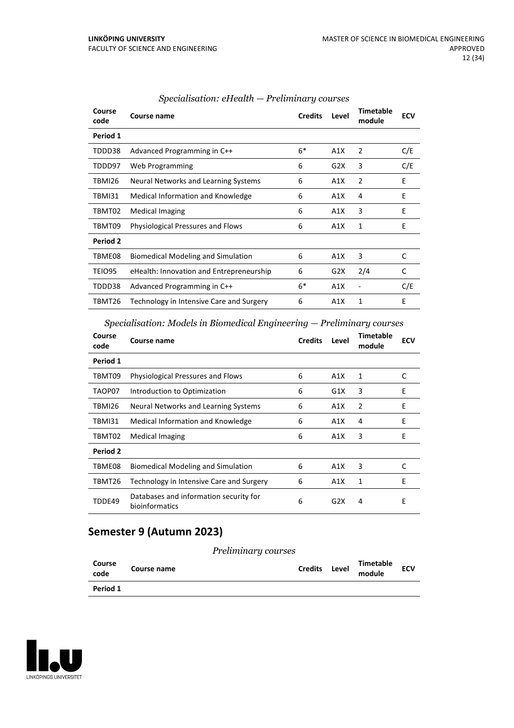*Specialisation: eHealth — Preliminary courses*

| Course code | Course name | Credits | Level | Timetable module | ECV |
|---|---|---|---|---|---|
| **Period 1** | | | | | |
| TDDD38 | Advanced Programming in C++ | 6* | A1X | 2 | C/E |
| TDDD97 | Web Programming | 6 | G2X | 3 | C/E |
| TBMI26 | Neural Networks and Learning Systems | 6 | A1X | 2 | E |
| TBMI31 | Medical Information and Knowledge | 6 | A1X | 4 | E |
| TBMT02 | Medical Imaging | 6 | A1X | 3 | E |
| TBMT09 | Physiological Pressures and Flows | 6 | A1X | 1 | E |
| **Period 2** | | | | | |
| TBME08 | Biomedical Modeling and Simulation | 6 | A1X | 3 | C |
| TEIO95 | eHealth: Innovation and Entrepreneurship | 6 | G2X | 2/4 | C |
| TDDD38 | Advanced Programming in C++ | 6* | A1X | - | C/E |
| TBMT26 | Technology in Intensive Care and Surgery | 6 | A1X | 1 | E |

*Specialisation: Models in Biomedical Engineering — Preliminary courses*

| Course code | Course name | Credits | Level | Timetable module | ECV |
|---|---|---|---|---|---|
| **Period 1** | | | | | |
| TBMT09 | Physiological Pressures and Flows | 6 | A1X | 1 | C |
| TAOP07 | Introduction to Optimization | 6 | G1X | 3 | E |
| TBMI26 | Neural Networks and Learning Systems | 6 | A1X | 2 | E |
| TBMI31 | Medical Information and Knowledge | 6 | A1X | 4 | E |
| TBMT02 | Medical Imaging | 6 | A1X | 3 | E |
| **Period 2** | | | | | |
| TBME08 | Biomedical Modeling and Simulation | 6 | A1X | 3 | C |
| TBMT26 | Technology in Intensive Care and Surgery | 6 | A1X | 1 | E |
| TDDE49 | Databases and information security for bioinformatics | 6 | G2X | 4 | E |

## Semester 9 (Autumn 2023)

*Preliminary courses*

| Course code | Course name | Credits | Level | Timetable module | ECV |
|---|---|---|---|---|---|
| **Period 1** | | | | | |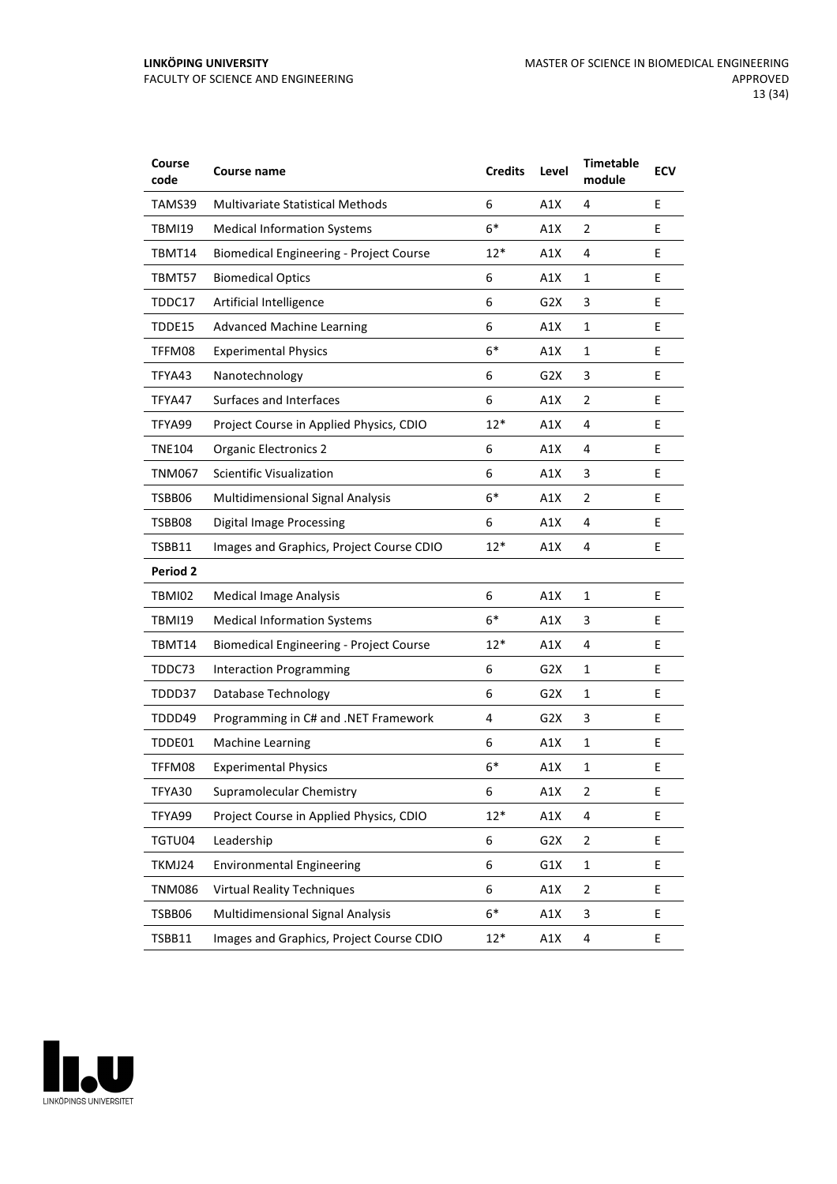| Course code | Course name | Credits | Level | Timetable module | ECV |
|---|---|---|---|---|---|
| TAMS39 | Multivariate Statistical Methods | 6 | A1X | 4 | E |
| TBMI19 | Medical Information Systems | 6* | A1X | 2 | E |
| TBMT14 | Biomedical Engineering - Project Course | 12* | A1X | 4 | E |
| TBMT57 | Biomedical Optics | 6 | A1X | 1 | E |
| TDDC17 | Artificial Intelligence | 6 | G2X | 3 | E |
| TDDE15 | Advanced Machine Learning | 6 | A1X | 1 | E |
| TFFM08 | Experimental Physics | 6* | A1X | 1 | E |
| TFYA43 | Nanotechnology | 6 | G2X | 3 | E |
| TFYA47 | Surfaces and Interfaces | 6 | A1X | 2 | E |
| TFYA99 | Project Course in Applied Physics, CDIO | 12* | A1X | 4 | E |
| TNE104 | Organic Electronics 2 | 6 | A1X | 4 | E |
| TNM067 | Scientific Visualization | 6 | A1X | 3 | E |
| TSBB06 | Multidimensional Signal Analysis | 6* | A1X | 2 | E |
| TSBB08 | Digital Image Processing | 6 | A1X | 4 | E |
| TSBB11 | Images and Graphics, Project Course CDIO | 12* | A1X | 4 | E |
| **Period 2** | | | | | |
| TBMI02 | Medical Image Analysis | 6 | A1X | 1 | E |
| TBMI19 | Medical Information Systems | 6* | A1X | 3 | E |
| TBMT14 | Biomedical Engineering - Project Course | 12* | A1X | 4 | E |
| TDDC73 | Interaction Programming | 6 | G2X | 1 | E |
| TDDD37 | Database Technology | 6 | G2X | 1 | E |
| TDDD49 | Programming in C# and .NET Framework | 4 | G2X | 3 | E |
| TDDE01 | Machine Learning | 6 | A1X | 1 | E |
| TFFM08 | Experimental Physics | 6* | A1X | 1 | E |
| TFYA30 | Supramolecular Chemistry | 6 | A1X | 2 | E |
| TFYA99 | Project Course in Applied Physics, CDIO | 12* | A1X | 4 | E |
| TGTU04 | Leadership | 6 | G2X | 2 | E |
| TKMJ24 | Environmental Engineering | 6 | G1X | 1 | E |
| TNM086 | Virtual Reality Techniques | 6 | A1X | 2 | E |
| TSBB06 | Multidimensional Signal Analysis | 6* | A1X | 3 | E |
| TSBB11 | Images and Graphics, Project Course CDIO | 12* | A1X | 4 | E |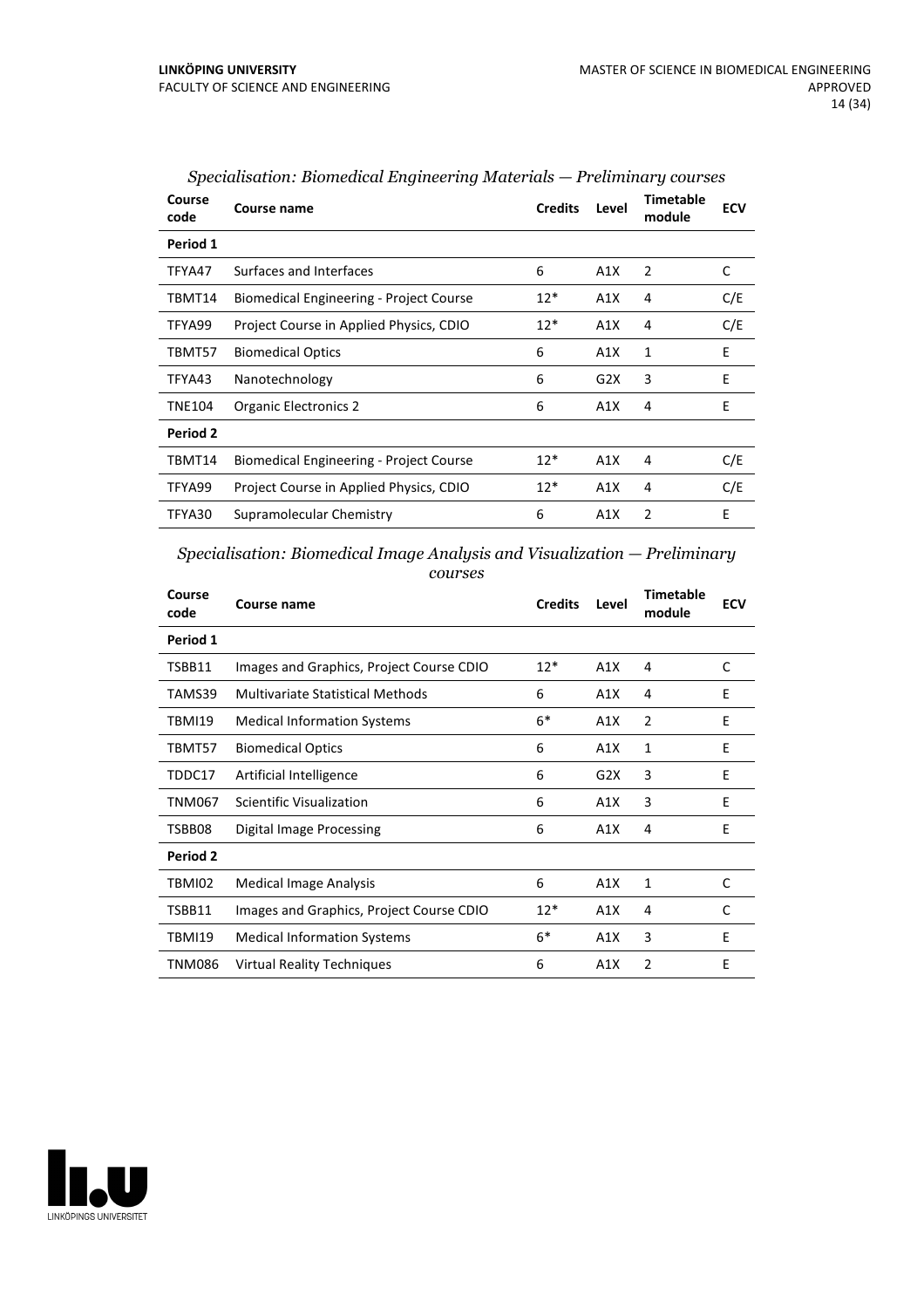*Specialisation: Biomedical Engineering Materials — Preliminary courses*

| Course code | Course name | Credits | Level | Timetable module | ECV |
|---|---|---|---|---|---|
| **Period 1** | | | | | |
| TFYA47 | Surfaces and Interfaces | 6 | A1X | 2 | C |
| TBMT14 | Biomedical Engineering - Project Course | 12* | A1X | 4 | C/E |
| TFYA99 | Project Course in Applied Physics, CDIO | 12* | A1X | 4 | C/E |
| TBMT57 | Biomedical Optics | 6 | A1X | 1 | E |
| TFYA43 | Nanotechnology | 6 | G2X | 3 | E |
| TNE104 | Organic Electronics 2 | 6 | A1X | 4 | E |
| **Period 2** | | | | | |
| TBMT14 | Biomedical Engineering - Project Course | 12* | A1X | 4 | C/E |
| TFYA99 | Project Course in Applied Physics, CDIO | 12* | A1X | 4 | C/E |
| TFYA30 | Supramolecular Chemistry | 6 | A1X | 2 | E |

*Specialisation: Biomedical Image Analysis and Visualization — Preliminary courses*

| Course code | Course name | Credits | Level | Timetable module | ECV |
|---|---|---|---|---|---|
| **Period 1** | | | | | |
| TSBB11 | Images and Graphics, Project Course CDIO | 12* | A1X | 4 | C |
| TAMS39 | Multivariate Statistical Methods | 6 | A1X | 4 | E |
| TBMI19 | Medical Information Systems | 6* | A1X | 2 | E |
| TBMT57 | Biomedical Optics | 6 | A1X | 1 | E |
| TDDC17 | Artificial Intelligence | 6 | G2X | 3 | E |
| TNM067 | Scientific Visualization | 6 | A1X | 3 | E |
| TSBB08 | Digital Image Processing | 6 | A1X | 4 | E |
| **Period 2** | | | | | |
| TBMI02 | Medical Image Analysis | 6 | A1X | 1 | C |
| TSBB11 | Images and Graphics, Project Course CDIO | 12* | A1X | 4 | C |
| TBMI19 | Medical Information Systems | 6* | A1X | 3 | E |
| TNM086 | Virtual Reality Techniques | 6 | A1X | 2 | E |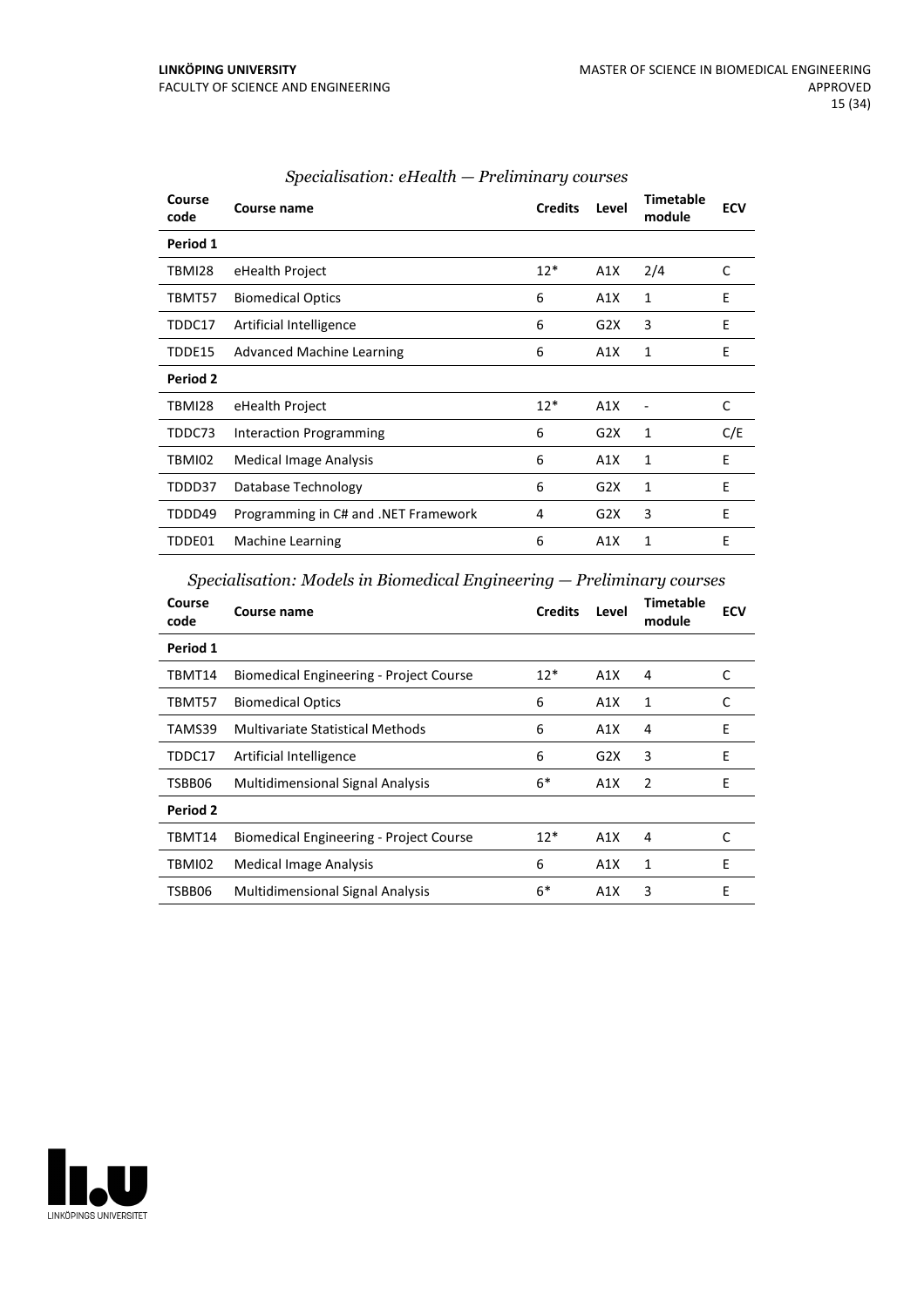*Specialisation: eHealth — Preliminary courses*

| Course code | Course name | Credits | Level | Timetable module | ECV |
|---|---|---|---|---|---|
| **Period 1** | | | | | |
| TBMI28 | eHealth Project | 12* | A1X | 2/4 | C |
| TBMT57 | Biomedical Optics | 6 | A1X | 1 | E |
| TDDC17 | Artificial Intelligence | 6 | G2X | 3 | E |
| TDDE15 | Advanced Machine Learning | 6 | A1X | 1 | E |
| **Period 2** | | | | | |
| TBMI28 | eHealth Project | 12* | A1X | - | C |
| TDDC73 | Interaction Programming | 6 | G2X | 1 | C/E |
| TBMI02 | Medical Image Analysis | 6 | A1X | 1 | E |
| TDDD37 | Database Technology | 6 | G2X | 1 | E |
| TDDD49 | Programming in C# and .NET Framework | 4 | G2X | 3 | E |
| TDDE01 | Machine Learning | 6 | A1X | 1 | E |

*Specialisation: Models in Biomedical Engineering — Preliminary courses*

| Course code | Course name | Credits | Level | Timetable module | ECV |
|---|---|---|---|---|---|
| **Period 1** | | | | | |
| TBMT14 | Biomedical Engineering - Project Course | 12* | A1X | 4 | C |
| TBMT57 | Biomedical Optics | 6 | A1X | 1 | C |
| TAMS39 | Multivariate Statistical Methods | 6 | A1X | 4 | E |
| TDDC17 | Artificial Intelligence | 6 | G2X | 3 | E |
| TSBB06 | Multidimensional Signal Analysis | 6* | A1X | 2 | E |
| **Period 2** | | | | | |
| TBMT14 | Biomedical Engineering - Project Course | 12* | A1X | 4 | C |
| TBMI02 | Medical Image Analysis | 6 | A1X | 1 | E |
| TSBB06 | Multidimensional Signal Analysis | 6* | A1X | 3 | E |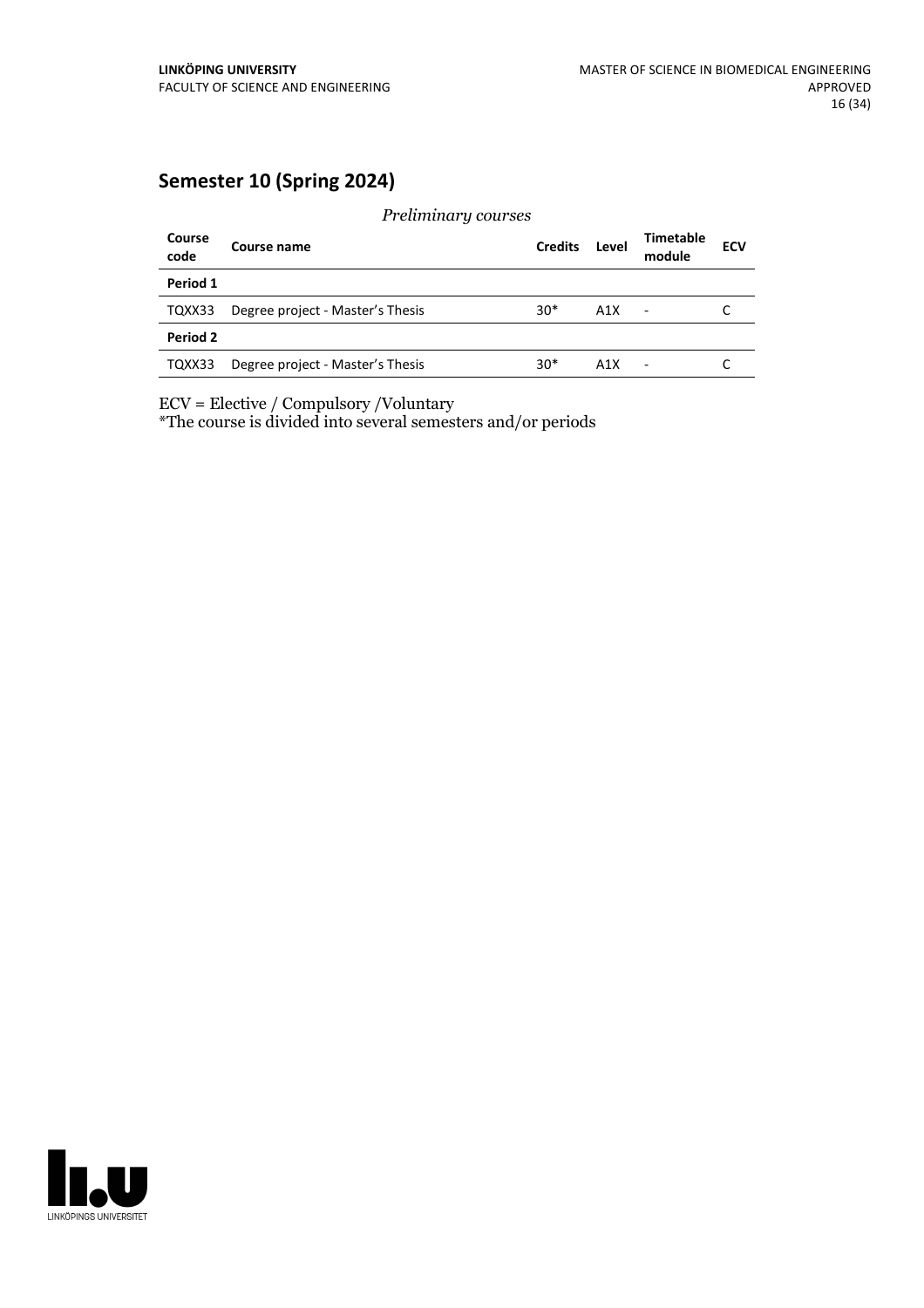## Semester 10 (Spring 2024)

*Preliminary courses*

| Course code | Course name | Credits | Level | Timetable module | ECV |
|---|---|---|---|---|---|
| **Period 1** | | | | | |
| TQXX33 | Degree project - Master's Thesis | 30* | A1X | - | C |
| **Period 2** | | | | | |
| TQXX33 | Degree project - Master's Thesis | 30* | A1X | - | C |

ECV = Elective / Compulsory /Voluntary
*The course is divided into several semesters and/or periods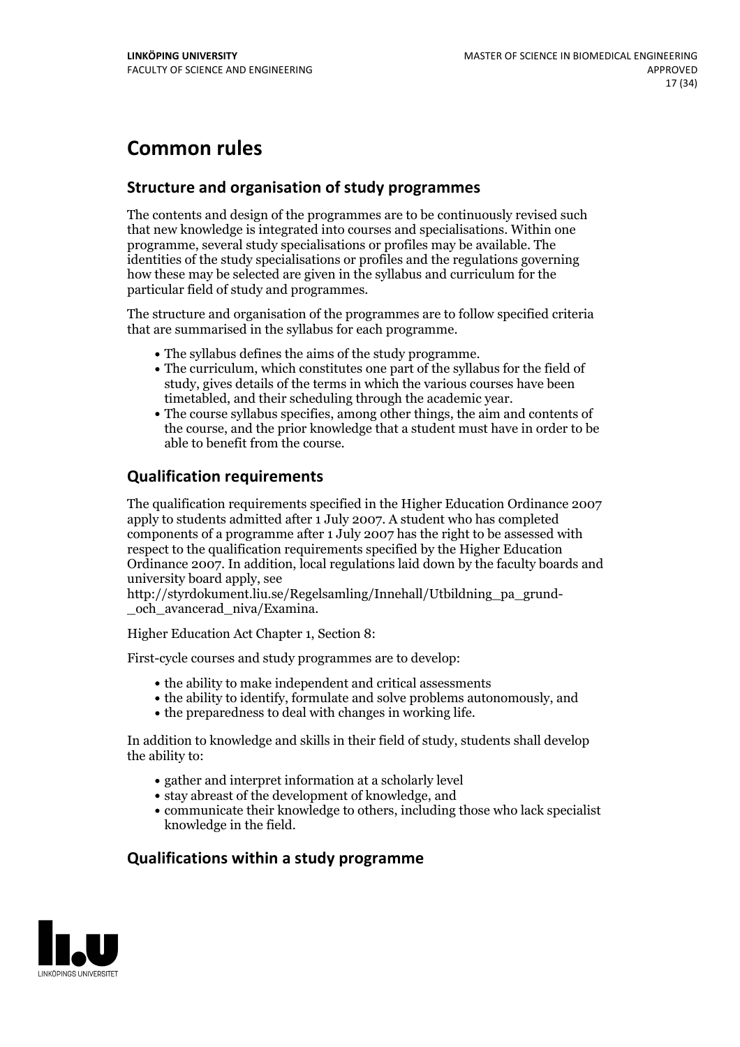# Common rules

## Structure and organisation of study programmes

The contents and design of the programmes are to be continuously revised such that new knowledge is integrated into courses and specialisations. Within one programme, several study specialisations or profiles may be available. The identities of the study specialisations or profiles and the regulations governing how these may be selected are given in the syllabus and curriculum for the particular field of study and programmes.

The structure and organisation of the programmes are to follow specified criteria that are summarised in the syllabus for each programme.

- The syllabus defines the aims of the study programme.
- The curriculum, which constitutes one part of the syllabus for the field of study, gives details of the terms in which the various courses have been timetabled, and their scheduling through the academic year.
- The course syllabus specifies, among other things, the aim and contents of the course, and the prior knowledge that a student must have in order to be able to benefit from the course.

## Qualification requirements

The qualification requirements specified in the Higher Education Ordinance 2007 apply to students admitted after 1 July 2007. A student who has completed components of a programme after 1 July 2007 has the right to be assessed with respect to the qualification requirements specified by the Higher Education Ordinance 2007. In addition, local regulations laid down by the faculty boards and university board apply, see
http://styrdokument.liu.se/Regelsamling/Innehall/Utbildning_pa_grund-_och_avancerad_niva/Examina.

Higher Education Act Chapter 1, Section 8:

First-cycle courses and study programmes are to develop:

- the ability to make independent and critical assessments
- the ability to identify, formulate and solve problems autonomously, and
- the preparedness to deal with changes in working life.

In addition to knowledge and skills in their field of study, students shall develop the ability to:

- gather and interpret information at a scholarly level
- stay abreast of the development of knowledge, and
- communicate their knowledge to others, including those who lack specialist knowledge in the field.

## Qualifications within a study programme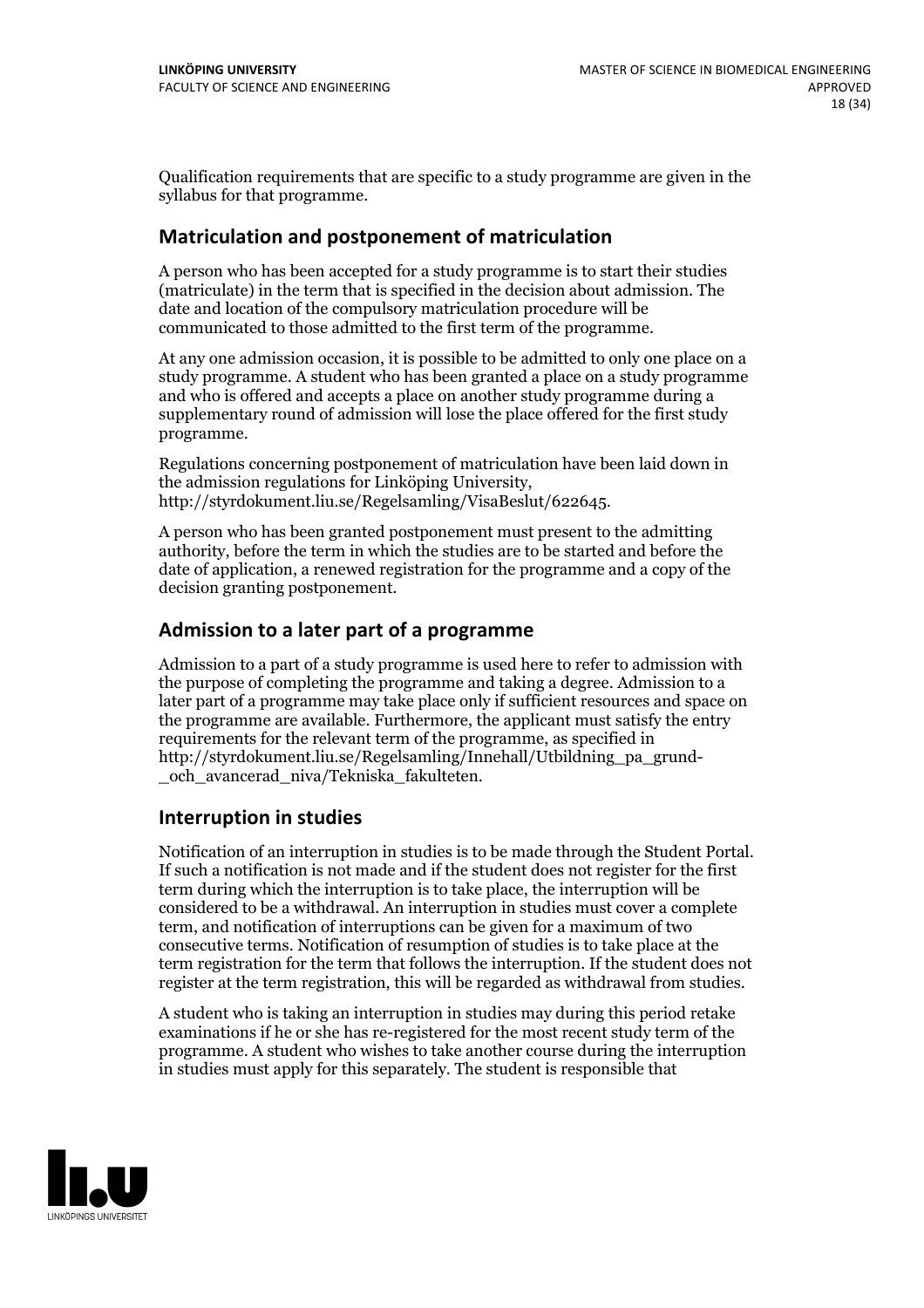Qualification requirements that are specific to a study programme are given in the syllabus for that programme.

## Matriculation and postponement of matriculation

A person who has been accepted for a study programme is to start their studies (matriculate) in the term that is specified in the decision about admission. The date and location of the compulsory matriculation procedure will be communicated to those admitted to the first term of the programme.

At any one admission occasion, it is possible to be admitted to only one place on a study programme. A student who has been granted a place on a study programme and who is offered and accepts a place on another study programme during a supplementary round of admission will lose the place offered for the first study programme.

Regulations concerning postponement of matriculation have been laid down in the admission regulations for Linköping University, http://styrdokument.liu.se/Regelsamling/VisaBeslut/622645.

A person who has been granted postponement must present to the admitting authority, before the term in which the studies are to be started and before the date of application, a renewed registration for the programme and a copy of the decision granting postponement.

## Admission to a later part of a programme

Admission to a part of a study programme is used here to refer to admission with the purpose of completing the programme and taking a degree. Admission to a later part of a programme may take place only if sufficient resources and space on the programme are available. Furthermore, the applicant must satisfy the entry requirements for the relevant term of the programme, as specified in http://styrdokument.liu.se/Regelsamling/Innehall/Utbildning_pa_grund-_och_avancerad_niva/Tekniska_fakulteten.

## Interruption in studies

Notification of an interruption in studies is to be made through the Student Portal. If such a notification is not made and if the student does not register for the first term during which the interruption is to take place, the interruption will be considered to be a withdrawal. An interruption in studies must cover a complete term, and notification of interruptions can be given for a maximum of two consecutive terms. Notification of resumption of studies is to take place at the term registration for the term that follows the interruption. If the student does not register at the term registration, this will be regarded as withdrawal from studies.

A student who is taking an interruption in studies may during this period retake examinations if he or she has re-registered for the most recent study term of the programme. A student who wishes to take another course during the interruption in studies must apply for this separately. The student is responsible that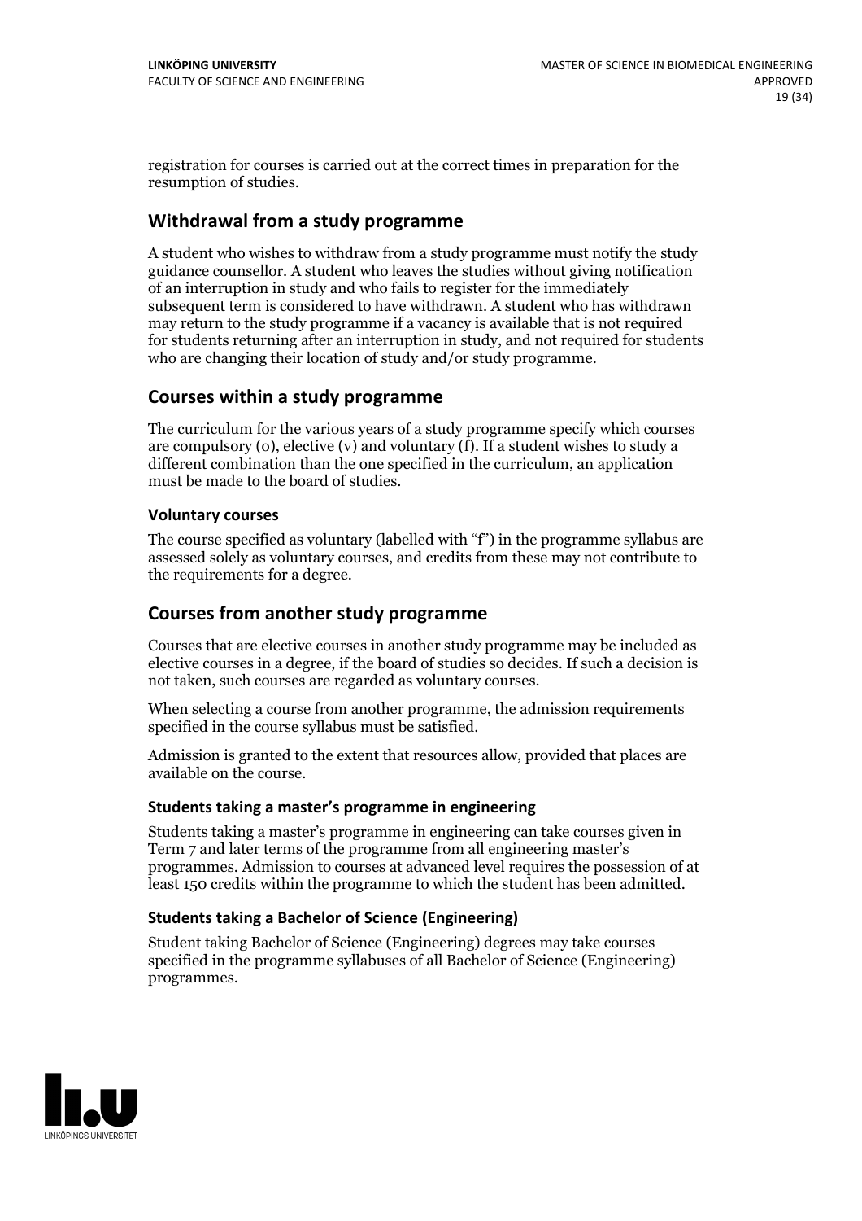registration for courses is carried out at the correct times in preparation for the resumption of studies.

## Withdrawal from a study programme

A student who wishes to withdraw from a study programme must notify the study guidance counsellor. A student who leaves the studies without giving notification of an interruption in study and who fails to register for the immediately subsequent term is considered to have withdrawn. A student who has withdrawn may return to the study programme if a vacancy is available that is not required for students returning after an interruption in study, and not required for students who are changing their location of study and/or study programme.

## Courses within a study programme

The curriculum for the various years of a study programme specify which courses are compulsory (o), elective (v) and voluntary (f). If a student wishes to study a different combination than the one specified in the curriculum, an application must be made to the board of studies.

### Voluntary courses

The course specified as voluntary (labelled with "f") in the programme syllabus are assessed solely as voluntary courses, and credits from these may not contribute to the requirements for a degree.

## Courses from another study programme

Courses that are elective courses in another study programme may be included as elective courses in a degree, if the board of studies so decides. If such a decision is not taken, such courses are regarded as voluntary courses.

When selecting a course from another programme, the admission requirements specified in the course syllabus must be satisfied.

Admission is granted to the extent that resources allow, provided that places are available on the course.

### Students taking a master's programme in engineering

Students taking a master's programme in engineering can take courses given in Term 7 and later terms of the programme from all engineering master's programmes. Admission to courses at advanced level requires the possession of at least 150 credits within the programme to which the student has been admitted.

### Students taking a Bachelor of Science (Engineering)

Student taking Bachelor of Science (Engineering) degrees may take courses specified in the programme syllabuses of all Bachelor of Science (Engineering) programmes.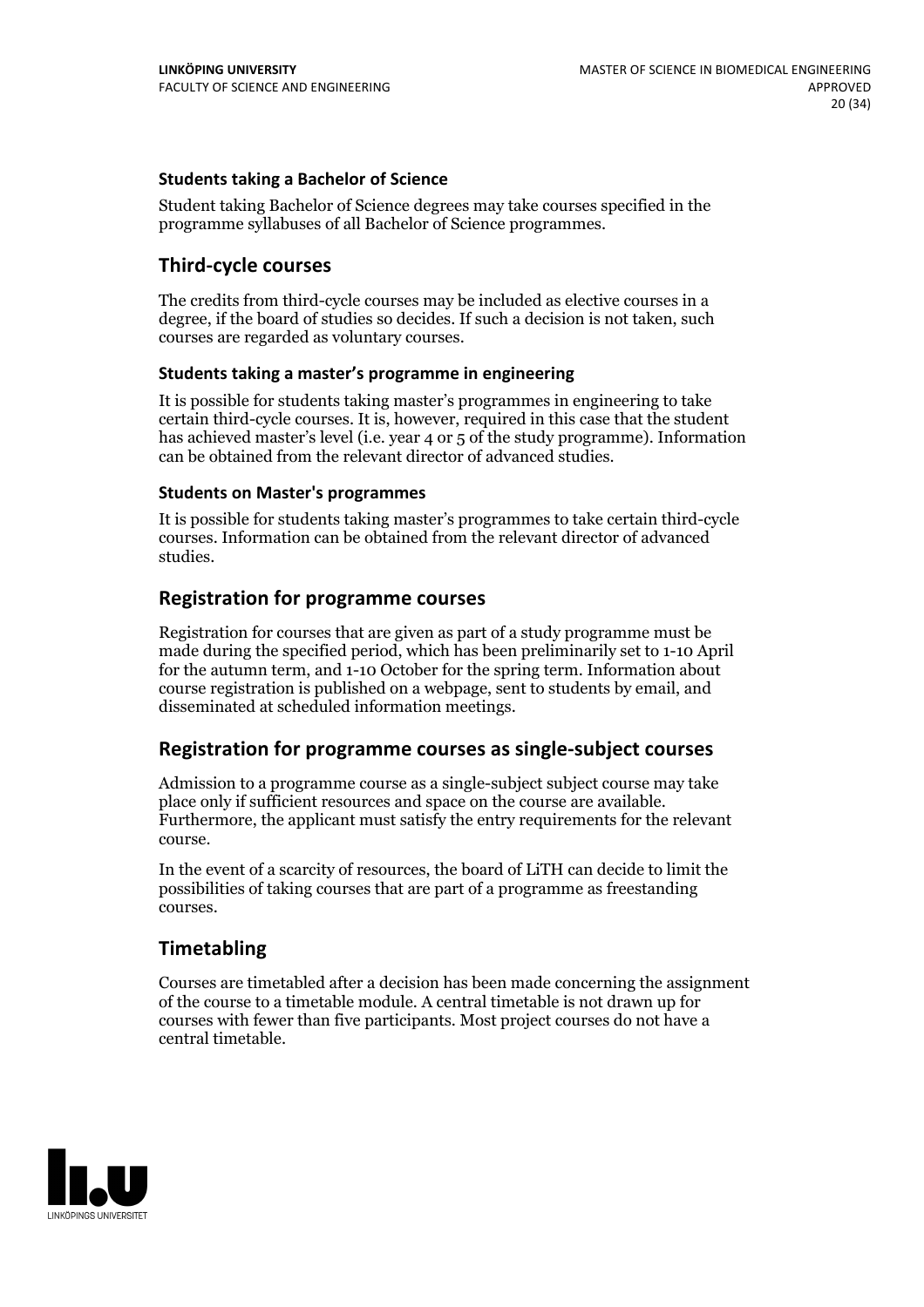#### Students taking a Bachelor of Science

Student taking Bachelor of Science degrees may take courses specified in the programme syllabuses of all Bachelor of Science programmes.

### Third-cycle courses

The credits from third-cycle courses may be included as elective courses in a degree, if the board of studies so decides. If such a decision is not taken, such courses are regarded as voluntary courses.

#### Students taking a master's programme in engineering

It is possible for students taking master's programmes in engineering to take certain third-cycle courses. It is, however, required in this case that the student has achieved master's level (i.e. year 4 or 5 of the study programme). Information can be obtained from the relevant director of advanced studies.

#### Students on Master's programmes

It is possible for students taking master's programmes to take certain third-cycle courses. Information can be obtained from the relevant director of advanced studies.

### Registration for programme courses

Registration for courses that are given as part of a study programme must be made during the specified period, which has been preliminarily set to 1-10 April for the autumn term, and 1-10 October for the spring term. Information about course registration is published on a webpage, sent to students by email, and disseminated at scheduled information meetings.

### Registration for programme courses as single-subject courses

Admission to a programme course as a single-subject subject course may take place only if sufficient resources and space on the course are available. Furthermore, the applicant must satisfy the entry requirements for the relevant course.

In the event of a scarcity of resources, the board of LiTH can decide to limit the possibilities of taking courses that are part of a programme as freestanding courses.

### Timetabling

Courses are timetabled after a decision has been made concerning the assignment of the course to a timetable module. A central timetable is not drawn up for courses with fewer than five participants. Most project courses do not have a central timetable.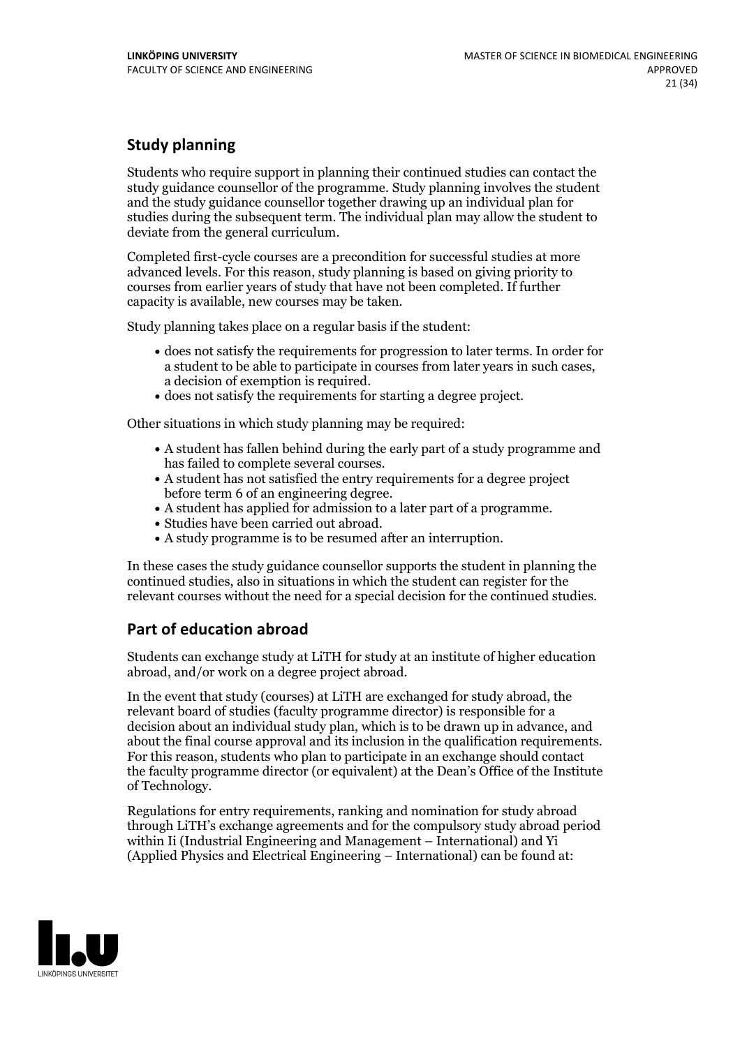## Study planning

Students who require support in planning their continued studies can contact the study guidance counsellor of the programme. Study planning involves the student and the study guidance counsellor together drawing up an individual plan for studies during the subsequent term. The individual plan may allow the student to deviate from the general curriculum.

Completed first-cycle courses are a precondition for successful studies at more advanced levels. For this reason, study planning is based on giving priority to courses from earlier years of study that have not been completed. If further capacity is available, new courses may be taken.

Study planning takes place on a regular basis if the student:

- does not satisfy the requirements for progression to later terms. In order for a student to be able to participate in courses from later years in such cases, a decision of exemption is required.
- does not satisfy the requirements for starting a degree project.

Other situations in which study planning may be required:

- A student has fallen behind during the early part of a study programme and has failed to complete several courses.
- A student has not satisfied the entry requirements for a degree project before term 6 of an engineering degree.
- A student has applied for admission to a later part of a programme.
- Studies have been carried out abroad.
- A study programme is to be resumed after an interruption.

In these cases the study guidance counsellor supports the student in planning the continued studies, also in situations in which the student can register for the relevant courses without the need for a special decision for the continued studies.

## Part of education abroad

Students can exchange study at LiTH for study at an institute of higher education abroad, and/or work on a degree project abroad.

In the event that study (courses) at LiTH are exchanged for study abroad, the relevant board of studies (faculty programme director) is responsible for a decision about an individual study plan, which is to be drawn up in advance, and about the final course approval and its inclusion in the qualification requirements. For this reason, students who plan to participate in an exchange should contact the faculty programme director (or equivalent) at the Dean's Office of the Institute of Technology.

Regulations for entry requirements, ranking and nomination for study abroad through LiTH's exchange agreements and for the compulsory study abroad period within Ii (Industrial Engineering and Management – International) and Yi (Applied Physics and Electrical Engineering – International) can be found at: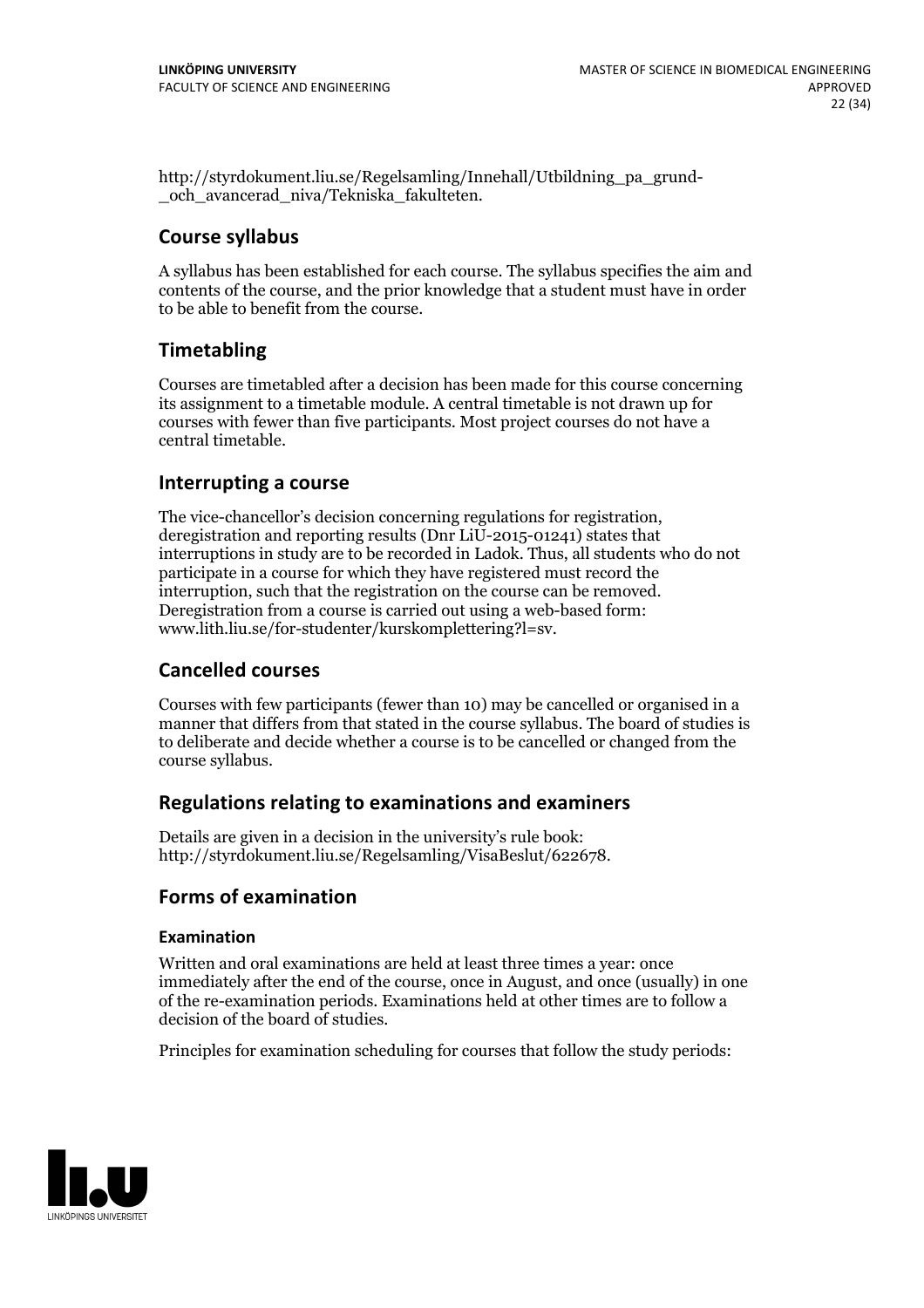http://styrdokument.liu.se/Regelsamling/Innehall/Utbildning_pa_grund-_och_avancerad_niva/Tekniska_fakulteten.

## Course syllabus

A syllabus has been established for each course. The syllabus specifies the aim and contents of the course, and the prior knowledge that a student must have in order to be able to benefit from the course.

## Timetabling

Courses are timetabled after a decision has been made for this course concerning its assignment to a timetable module. A central timetable is not drawn up for courses with fewer than five participants. Most project courses do not have a central timetable.

## Interrupting a course

The vice-chancellor's decision concerning regulations for registration, deregistration and reporting results (Dnr LiU-2015-01241) states that interruptions in study are to be recorded in Ladok. Thus, all students who do not participate in a course for which they have registered must record the interruption, such that the registration on the course can be removed. Deregistration from a course is carried out using a web-based form: www.lith.liu.se/for-studenter/kurskomplettering?l=sv.

## Cancelled courses

Courses with few participants (fewer than 10) may be cancelled or organised in a manner that differs from that stated in the course syllabus. The board of studies is to deliberate and decide whether a course is to be cancelled or changed from the course syllabus.

## Regulations relating to examinations and examiners

Details are given in a decision in the university's rule book: http://styrdokument.liu.se/Regelsamling/VisaBeslut/622678.

## Forms of examination

### Examination

Written and oral examinations are held at least three times a year: once immediately after the end of the course, once in August, and once (usually) in one of the re-examination periods. Examinations held at other times are to follow a decision of the board of studies.

Principles for examination scheduling for courses that follow the study periods: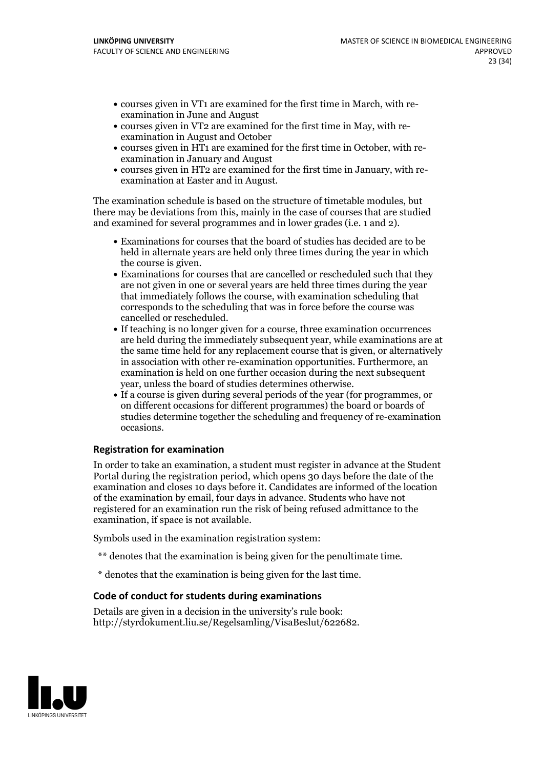- courses given in VT1 are examined for the first time in March, with re-examination in June and August
- courses given in VT2 are examined for the first time in May, with re-examination in August and October
- courses given in HT1 are examined for the first time in October, with re-examination in January and August
- courses given in HT2 are examined for the first time in January, with re-examination at Easter and in August.

The examination schedule is based on the structure of timetable modules, but there may be deviations from this, mainly in the case of courses that are studied and examined for several programmes and in lower grades (i.e. 1 and 2).

- Examinations for courses that the board of studies has decided are to be held in alternate years are held only three times during the year in which the course is given.
- Examinations for courses that are cancelled or rescheduled such that they are not given in one or several years are held three times during the year that immediately follows the course, with examination scheduling that corresponds to the scheduling that was in force before the course was cancelled or rescheduled.
- If teaching is no longer given for a course, three examination occurrences are held during the immediately subsequent year, while examinations are at the same time held for any replacement course that is given, or alternatively in association with other re-examination opportunities. Furthermore, an examination is held on one further occasion during the next subsequent year, unless the board of studies determines otherwise.
- If a course is given during several periods of the year (for programmes, or on different occasions for different programmes) the board or boards of studies determine together the scheduling and frequency of re-examination occasions.

### Registration for examination

In order to take an examination, a student must register in advance at the Student Portal during the registration period, which opens 30 days before the date of the examination and closes 10 days before it. Candidates are informed of the location of the examination by email, four days in advance. Students who have not registered for an examination run the risk of being refused admittance to the examination, if space is not available.

Symbols used in the examination registration system:

** denotes that the examination is being given for the penultimate time.

* denotes that the examination is being given for the last time.

### Code of conduct for students during examinations

Details are given in a decision in the university's rule book: http://styrdokument.liu.se/Regelsamling/VisaBeslut/622682.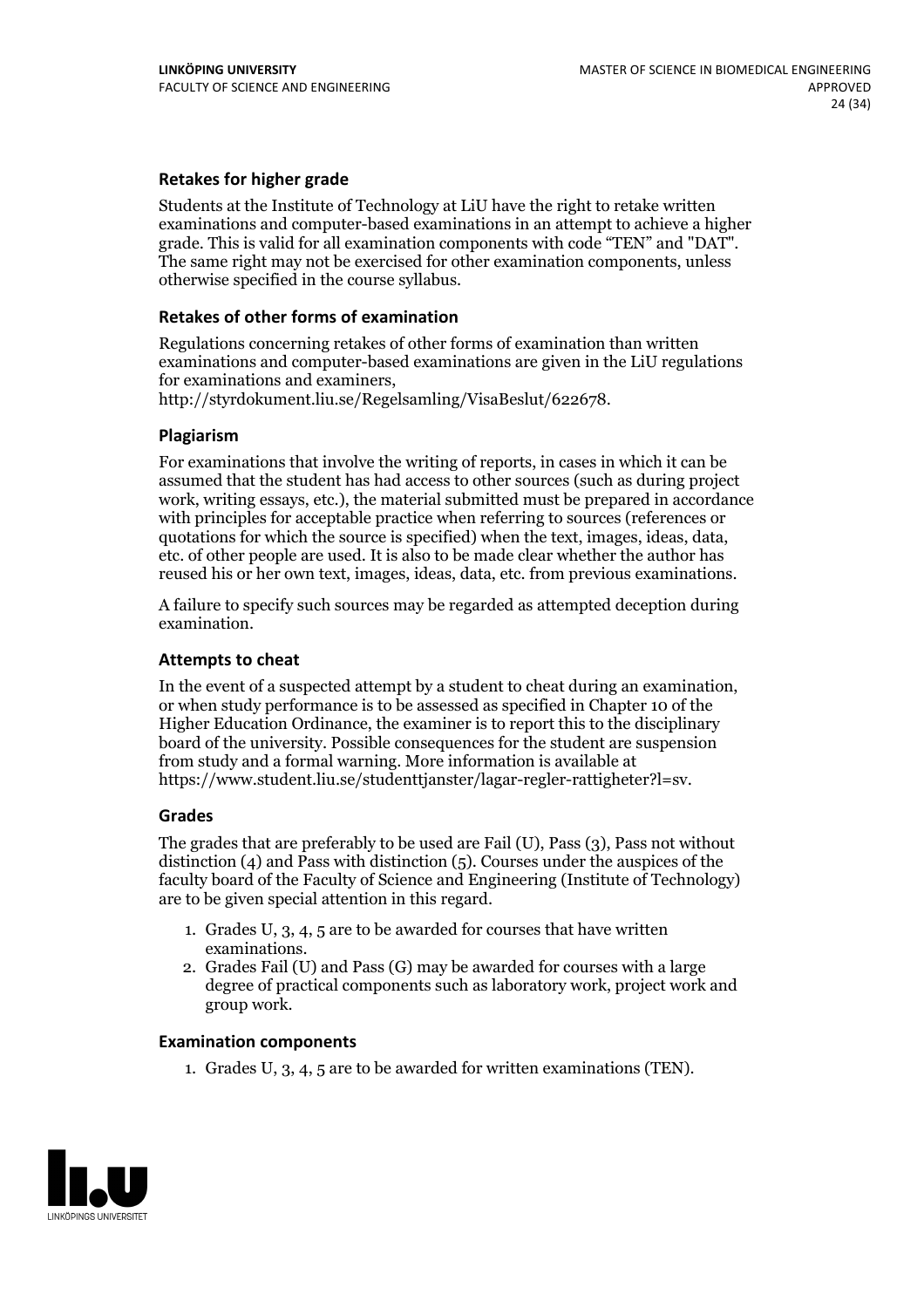### Retakes for higher grade

Students at the Institute of Technology at LiU have the right to retake written examinations and computer-based examinations in an attempt to achieve a higher grade. This is valid for all examination components with code "TEN" and "DAT". The same right may not be exercised for other examination components, unless otherwise specified in the course syllabus.

### Retakes of other forms of examination

Regulations concerning retakes of other forms of examination than written examinations and computer-based examinations are given in the LiU regulations for examinations and examiners, http://styrdokument.liu.se/Regelsamling/VisaBeslut/622678.

### Plagiarism

For examinations that involve the writing of reports, in cases in which it can be assumed that the student has had access to other sources (such as during project work, writing essays, etc.), the material submitted must be prepared in accordance with principles for acceptable practice when referring to sources (references or quotations for which the source is specified) when the text, images, ideas, data, etc. of other people are used. It is also to be made clear whether the author has reused his or her own text, images, ideas, data, etc. from previous examinations.

A failure to specify such sources may be regarded as attempted deception during examination.

### Attempts to cheat

In the event of a suspected attempt by a student to cheat during an examination, or when study performance is to be assessed as specified in Chapter 10 of the Higher Education Ordinance, the examiner is to report this to the disciplinary board of the university. Possible consequences for the student are suspension from study and a formal warning. More information is available at https://www.student.liu.se/studenttjanster/lagar-regler-rattigheter?l=sv.

### Grades

The grades that are preferably to be used are Fail (U), Pass (3), Pass not without distinction (4) and Pass with distinction (5). Courses under the auspices of the faculty board of the Faculty of Science and Engineering (Institute of Technology) are to be given special attention in this regard.

1. Grades U, 3, 4, 5 are to be awarded for courses that have written examinations.
2. Grades Fail (U) and Pass (G) may be awarded for courses with a large degree of practical components such as laboratory work, project work and group work.

### Examination components

1. Grades U, 3, 4, 5 are to be awarded for written examinations (TEN).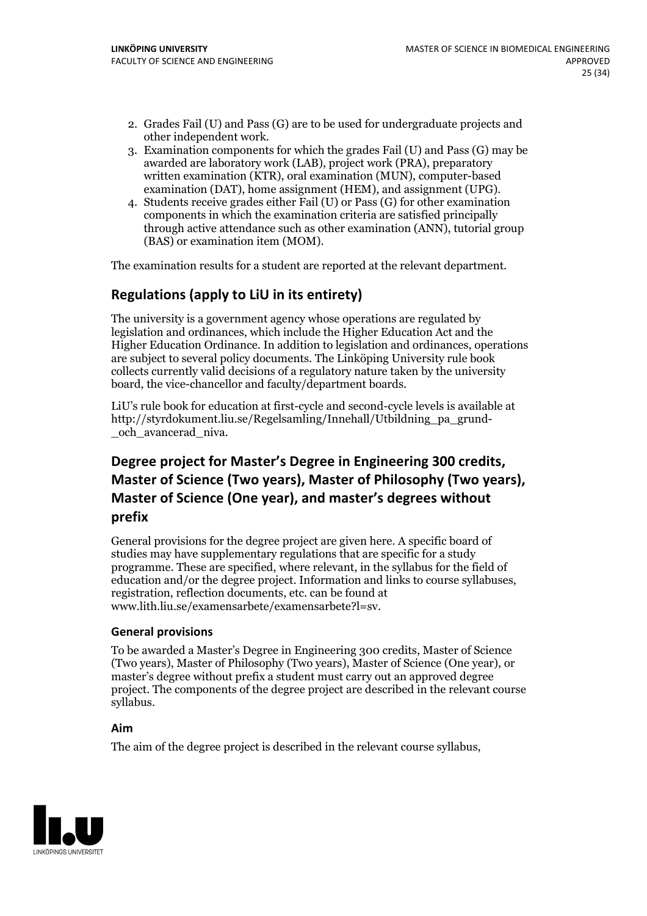2. Grades Fail (U) and Pass (G) are to be used for undergraduate projects and other independent work.
3. Examination components for which the grades Fail (U) and Pass (G) may be awarded are laboratory work (LAB), project work (PRA), preparatory written examination (KTR), oral examination (MUN), computer-based examination (DAT), home assignment (HEM), and assignment (UPG).
4. Students receive grades either Fail (U) or Pass (G) for other examination components in which the examination criteria are satisfied principally through active attendance such as other examination (ANN), tutorial group (BAS) or examination item (MOM).

The examination results for a student are reported at the relevant department.

## Regulations (apply to LiU in its entirety)

The university is a government agency whose operations are regulated by legislation and ordinances, which include the Higher Education Act and the Higher Education Ordinance. In addition to legislation and ordinances, operations are subject to several policy documents. The Linköping University rule book collects currently valid decisions of a regulatory nature taken by the university board, the vice-chancellor and faculty/department boards.

LiU's rule book for education at first-cycle and second-cycle levels is available at http://styrdokument.liu.se/Regelsamling/Innehall/Utbildning_pa_grund-_och_avancerad_niva.

## Degree project for Master's Degree in Engineering 300 credits, Master of Science (Two years), Master of Philosophy (Two years), Master of Science (One year), and master's degrees without prefix

General provisions for the degree project are given here. A specific board of studies may have supplementary regulations that are specific for a study programme. These are specified, where relevant, in the syllabus for the field of education and/or the degree project. Information and links to course syllabuses, registration, reflection documents, etc. can be found at www.lith.liu.se/examensarbete/examensarbete?l=sv.

### General provisions

To be awarded a Master's Degree in Engineering 300 credits, Master of Science (Two years), Master of Philosophy (Two years), Master of Science (One year), or master's degree without prefix a student must carry out an approved degree project. The components of the degree project are described in the relevant course syllabus.

### Aim

The aim of the degree project is described in the relevant course syllabus,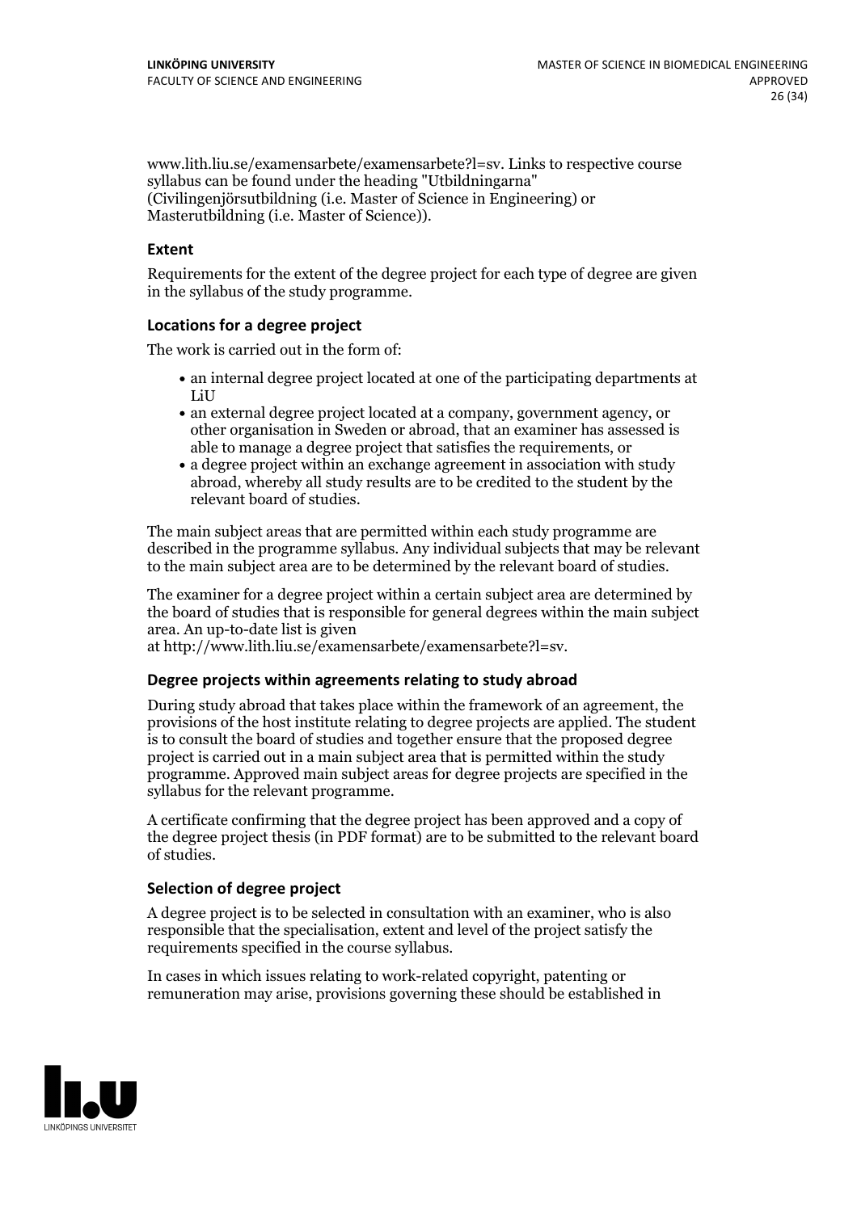www.lith.liu.se/examensarbete/examensarbete?l=sv. Links to respective course syllabus can be found under the heading "Utbildningarna" (Civilingenjörsutbildning (i.e. Master of Science in Engineering) or Masterutbildning (i.e. Master of Science)).

### Extent

Requirements for the extent of the degree project for each type of degree are given in the syllabus of the study programme.

### Locations for a degree project

The work is carried out in the form of:

- an internal degree project located at one of the participating departments at LiU
- an external degree project located at a company, government agency, or other organisation in Sweden or abroad, that an examiner has assessed is able to manage a degree project that satisfies the requirements, or
- a degree project within an exchange agreement in association with study abroad, whereby all study results are to be credited to the student by the relevant board of studies.

The main subject areas that are permitted within each study programme are described in the programme syllabus. Any individual subjects that may be relevant to the main subject area are to be determined by the relevant board of studies.

The examiner for a degree project within a certain subject area are determined by the board of studies that is responsible for general degrees within the main subject area. An up-to-date list is given at http://www.lith.liu.se/examensarbete/examensarbete?l=sv.

### Degree projects within agreements relating to study abroad

During study abroad that takes place within the framework of an agreement, the provisions of the host institute relating to degree projects are applied. The student is to consult the board of studies and together ensure that the proposed degree project is carried out in a main subject area that is permitted within the study programme. Approved main subject areas for degree projects are specified in the syllabus for the relevant programme.

A certificate confirming that the degree project has been approved and a copy of the degree project thesis (in PDF format) are to be submitted to the relevant board of studies.

### Selection of degree project

A degree project is to be selected in consultation with an examiner, who is also responsible that the specialisation, extent and level of the project satisfy the requirements specified in the course syllabus.

In cases in which issues relating to work-related copyright, patenting or remuneration may arise, provisions governing these should be established in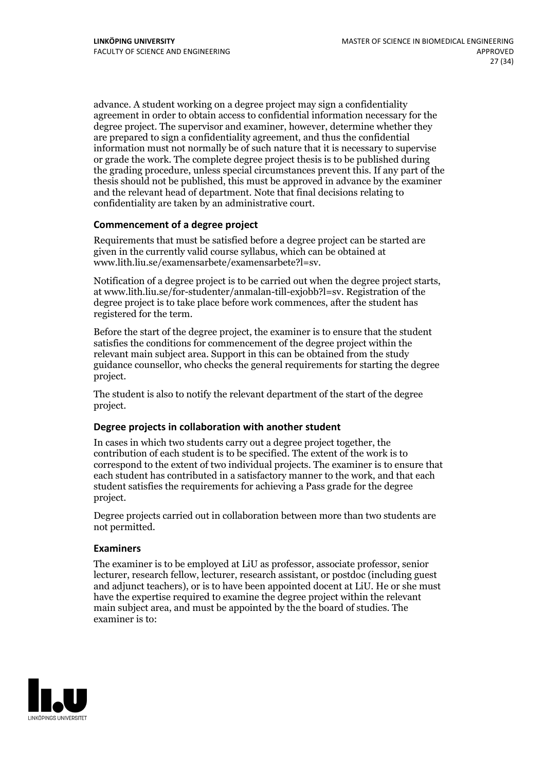advance. A student working on a degree project may sign a confidentiality agreement in order to obtain access to confidential information necessary for the degree project. The supervisor and examiner, however, determine whether they are prepared to sign a confidentiality agreement, and thus the confidential information must not normally be of such nature that it is necessary to supervise or grade the work. The complete degree project thesis is to be published during the grading procedure, unless special circumstances prevent this. If any part of the thesis should not be published, this must be approved in advance by the examiner and the relevant head of department. Note that final decisions relating to confidentiality are taken by an administrative court.

### Commencement of a degree project

Requirements that must be satisfied before a degree project can be started are given in the currently valid course syllabus, which can be obtained at www.lith.liu.se/examensarbete/examensarbete?l=sv.

Notification of a degree project is to be carried out when the degree project starts, at www.lith.liu.se/for-studenter/anmalan-till-exjobb?l=sv. Registration of the degree project is to take place before work commences, after the student has registered for the term.

Before the start of the degree project, the examiner is to ensure that the student satisfies the conditions for commencement of the degree project within the relevant main subject area. Support in this can be obtained from the study guidance counsellor, who checks the general requirements for starting the degree project.

The student is also to notify the relevant department of the start of the degree project.

### Degree projects in collaboration with another student

In cases in which two students carry out a degree project together, the contribution of each student is to be specified. The extent of the work is to correspond to the extent of two individual projects. The examiner is to ensure that each student has contributed in a satisfactory manner to the work, and that each student satisfies the requirements for achieving a Pass grade for the degree project.

Degree projects carried out in collaboration between more than two students are not permitted.

### Examiners

The examiner is to be employed at LiU as professor, associate professor, senior lecturer, research fellow, lecturer, research assistant, or postdoc (including guest and adjunct teachers), or is to have been appointed docent at LiU. He or she must have the expertise required to examine the degree project within the relevant main subject area, and must be appointed by the the board of studies. The examiner is to: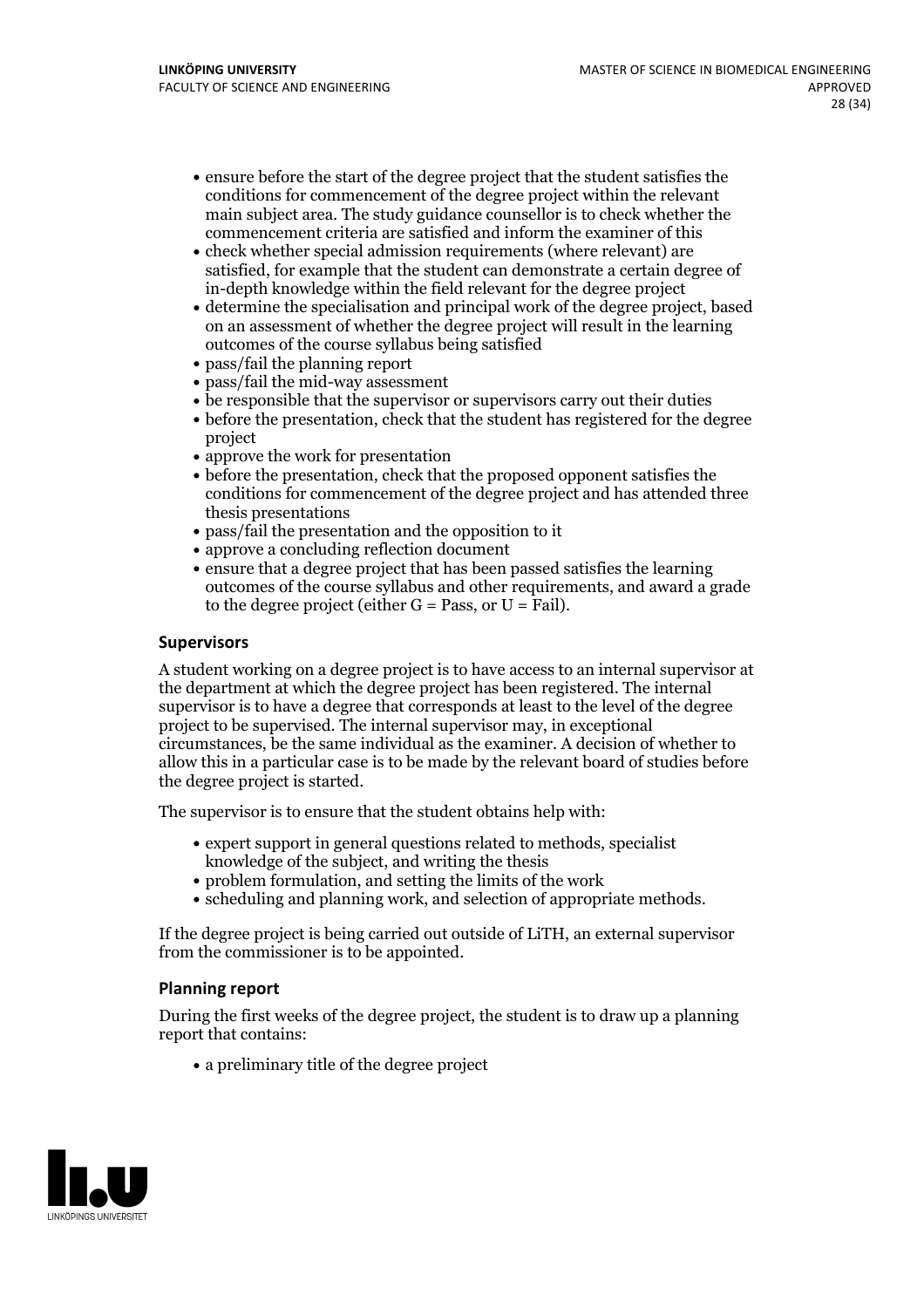- ensure before the start of the degree project that the student satisfies the conditions for commencement of the degree project within the relevant main subject area. The study guidance counsellor is to check whether the commencement criteria are satisfied and inform the examiner of this
- check whether special admission requirements (where relevant) are satisfied, for example that the student can demonstrate a certain degree of in-depth knowledge within the field relevant for the degree project
- determine the specialisation and principal work of the degree project, based on an assessment of whether the degree project will result in the learning outcomes of the course syllabus being satisfied
- pass/fail the planning report
- pass/fail the mid-way assessment
- be responsible that the supervisor or supervisors carry out their duties
- before the presentation, check that the student has registered for the degree project
- approve the work for presentation
- before the presentation, check that the proposed opponent satisfies the conditions for commencement of the degree project and has attended three thesis presentations
- pass/fail the presentation and the opposition to it
- approve a concluding reflection document
- ensure that a degree project that has been passed satisfies the learning outcomes of the course syllabus and other requirements, and award a grade to the degree project (either G = Pass, or U = Fail).

### Supervisors

A student working on a degree project is to have access to an internal supervisor at the department at which the degree project has been registered. The internal supervisor is to have a degree that corresponds at least to the level of the degree project to be supervised. The internal supervisor may, in exceptional circumstances, be the same individual as the examiner. A decision of whether to allow this in a particular case is to be made by the relevant board of studies before the degree project is started.

The supervisor is to ensure that the student obtains help with:

- expert support in general questions related to methods, specialist knowledge of the subject, and writing the thesis
- problem formulation, and setting the limits of the work
- scheduling and planning work, and selection of appropriate methods.

If the degree project is being carried out outside of LiTH, an external supervisor from the commissioner is to be appointed.

### Planning report

During the first weeks of the degree project, the student is to draw up a planning report that contains:

- a preliminary title of the degree project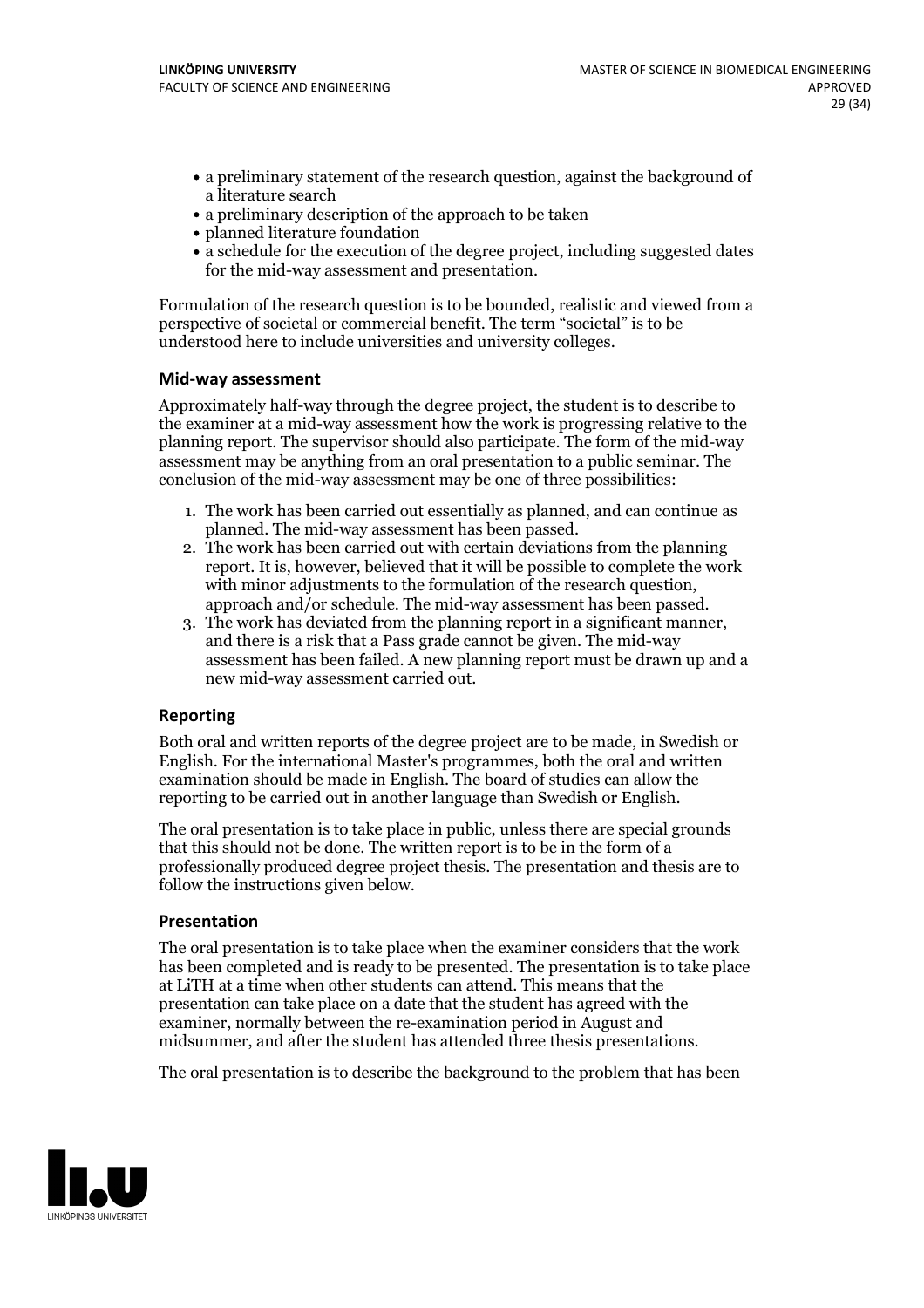- a preliminary statement of the research question, against the background of a literature search
- a preliminary description of the approach to be taken
- planned literature foundation
- a schedule for the execution of the degree project, including suggested dates for the mid-way assessment and presentation.

Formulation of the research question is to be bounded, realistic and viewed from a perspective of societal or commercial benefit. The term "societal" is to be understood here to include universities and university colleges.

### Mid-way assessment

Approximately half-way through the degree project, the student is to describe to the examiner at a mid-way assessment how the work is progressing relative to the planning report. The supervisor should also participate. The form of the mid-way assessment may be anything from an oral presentation to a public seminar. The conclusion of the mid-way assessment may be one of three possibilities:

1. The work has been carried out essentially as planned, and can continue as planned. The mid-way assessment has been passed.
2. The work has been carried out with certain deviations from the planning report. It is, however, believed that it will be possible to complete the work with minor adjustments to the formulation of the research question, approach and/or schedule. The mid-way assessment has been passed.
3. The work has deviated from the planning report in a significant manner, and there is a risk that a Pass grade cannot be given. The mid-way assessment has been failed. A new planning report must be drawn up and a new mid-way assessment carried out.

### Reporting

Both oral and written reports of the degree project are to be made, in Swedish or English. For the international Master's programmes, both the oral and written examination should be made in English. The board of studies can allow the reporting to be carried out in another language than Swedish or English.

The oral presentation is to take place in public, unless there are special grounds that this should not be done. The written report is to be in the form of a professionally produced degree project thesis. The presentation and thesis are to follow the instructions given below.

### Presentation

The oral presentation is to take place when the examiner considers that the work has been completed and is ready to be presented. The presentation is to take place at LiTH at a time when other students can attend. This means that the presentation can take place on a date that the student has agreed with the examiner, normally between the re-examination period in August and midsummer, and after the student has attended three thesis presentations.

The oral presentation is to describe the background to the problem that has been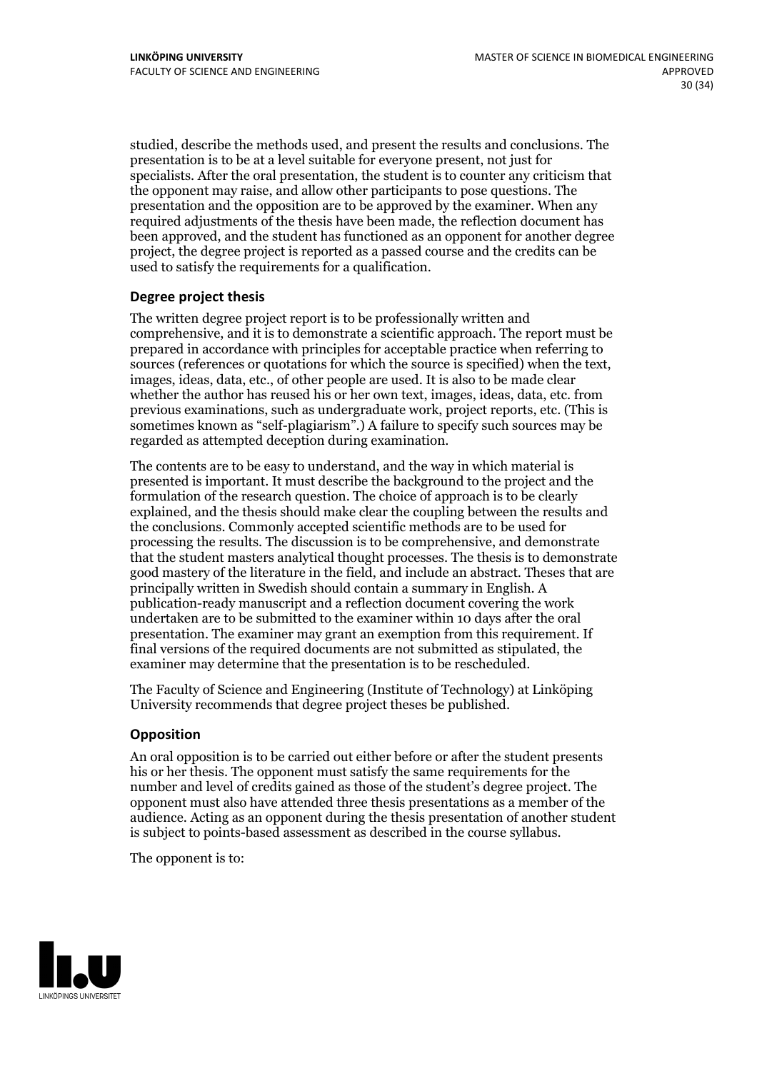studied, describe the methods used, and present the results and conclusions. The presentation is to be at a level suitable for everyone present, not just for specialists. After the oral presentation, the student is to counter any criticism that the opponent may raise, and allow other participants to pose questions. The presentation and the opposition are to be approved by the examiner. When any required adjustments of the thesis have been made, the reflection document has been approved, and the student has functioned as an opponent for another degree project, the degree project is reported as a passed course and the credits can be used to satisfy the requirements for a qualification.

### Degree project thesis

The written degree project report is to be professionally written and comprehensive, and it is to demonstrate a scientific approach. The report must be prepared in accordance with principles for acceptable practice when referring to sources (references or quotations for which the source is specified) when the text, images, ideas, data, etc., of other people are used. It is also to be made clear whether the author has reused his or her own text, images, ideas, data, etc. from previous examinations, such as undergraduate work, project reports, etc. (This is sometimes known as "self-plagiarism".) A failure to specify such sources may be regarded as attempted deception during examination.

The contents are to be easy to understand, and the way in which material is presented is important. It must describe the background to the project and the formulation of the research question. The choice of approach is to be clearly explained, and the thesis should make clear the coupling between the results and the conclusions. Commonly accepted scientific methods are to be used for processing the results. The discussion is to be comprehensive, and demonstrate that the student masters analytical thought processes. The thesis is to demonstrate good mastery of the literature in the field, and include an abstract. Theses that are principally written in Swedish should contain a summary in English. A publication-ready manuscript and a reflection document covering the work undertaken are to be submitted to the examiner within 10 days after the oral presentation. The examiner may grant an exemption from this requirement. If final versions of the required documents are not submitted as stipulated, the examiner may determine that the presentation is to be rescheduled.

The Faculty of Science and Engineering (Institute of Technology) at Linköping University recommends that degree project theses be published.

### Opposition

An oral opposition is to be carried out either before or after the student presents his or her thesis. The opponent must satisfy the same requirements for the number and level of credits gained as those of the student's degree project. The opponent must also have attended three thesis presentations as a member of the audience. Acting as an opponent during the thesis presentation of another student is subject to points-based assessment as described in the course syllabus.

The opponent is to: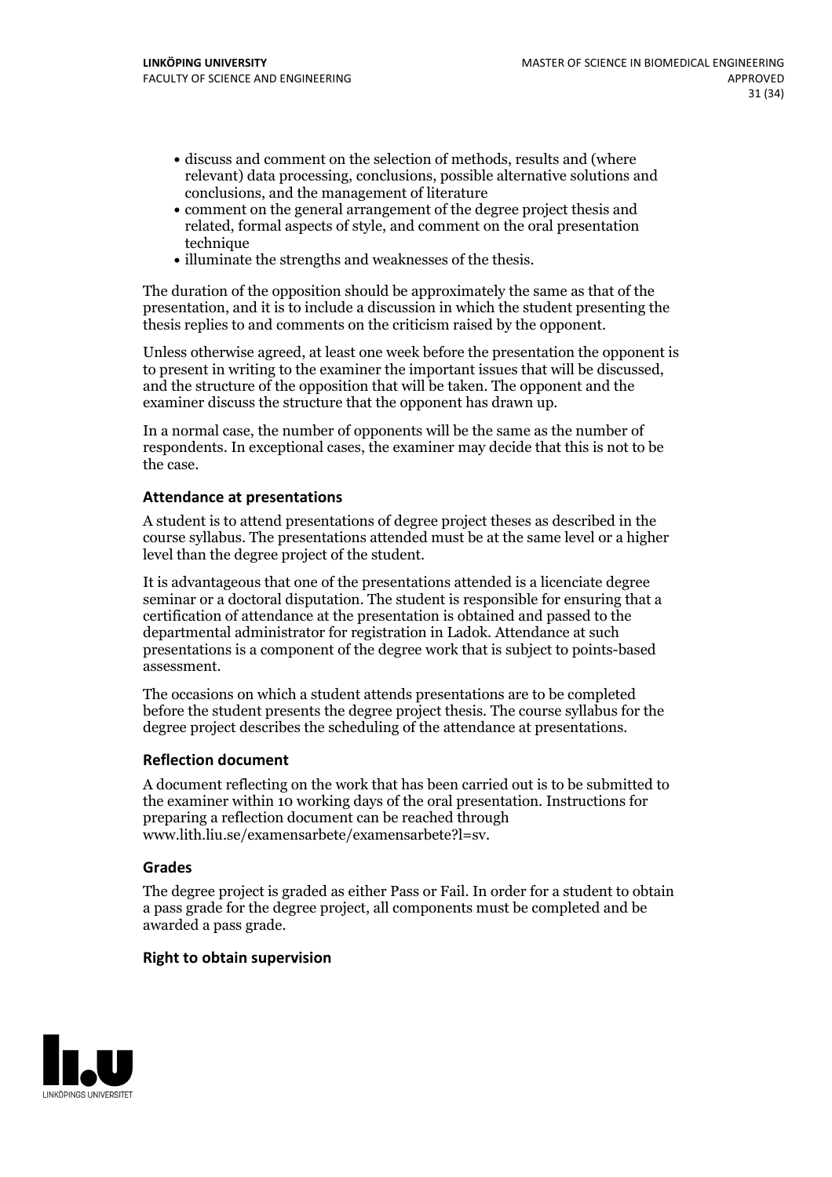- discuss and comment on the selection of methods, results and (where relevant) data processing, conclusions, possible alternative solutions and conclusions, and the management of literature
- comment on the general arrangement of the degree project thesis and related, formal aspects of style, and comment on the oral presentation technique
- illuminate the strengths and weaknesses of the thesis.

The duration of the opposition should be approximately the same as that of the presentation, and it is to include a discussion in which the student presenting the thesis replies to and comments on the criticism raised by the opponent.

Unless otherwise agreed, at least one week before the presentation the opponent is to present in writing to the examiner the important issues that will be discussed, and the structure of the opposition that will be taken. The opponent and the examiner discuss the structure that the opponent has drawn up.

In a normal case, the number of opponents will be the same as the number of respondents. In exceptional cases, the examiner may decide that this is not to be the case.

#### Attendance at presentations

A student is to attend presentations of degree project theses as described in the course syllabus. The presentations attended must be at the same level or a higher level than the degree project of the student.

It is advantageous that one of the presentations attended is a licenciate degree seminar or a doctoral disputation. The student is responsible for ensuring that a certification of attendance at the presentation is obtained and passed to the departmental administrator for registration in Ladok. Attendance at such presentations is a component of the degree work that is subject to points-based assessment.

The occasions on which a student attends presentations are to be completed before the student presents the degree project thesis. The course syllabus for the degree project describes the scheduling of the attendance at presentations.

#### Reflection document

A document reflecting on the work that has been carried out is to be submitted to the examiner within 10 working days of the oral presentation. Instructions for preparing a reflection document can be reached through www.lith.liu.se/examensarbete/examensarbete?l=sv.

#### Grades

The degree project is graded as either Pass or Fail. In order for a student to obtain a pass grade for the degree project, all components must be completed and be awarded a pass grade.

#### Right to obtain supervision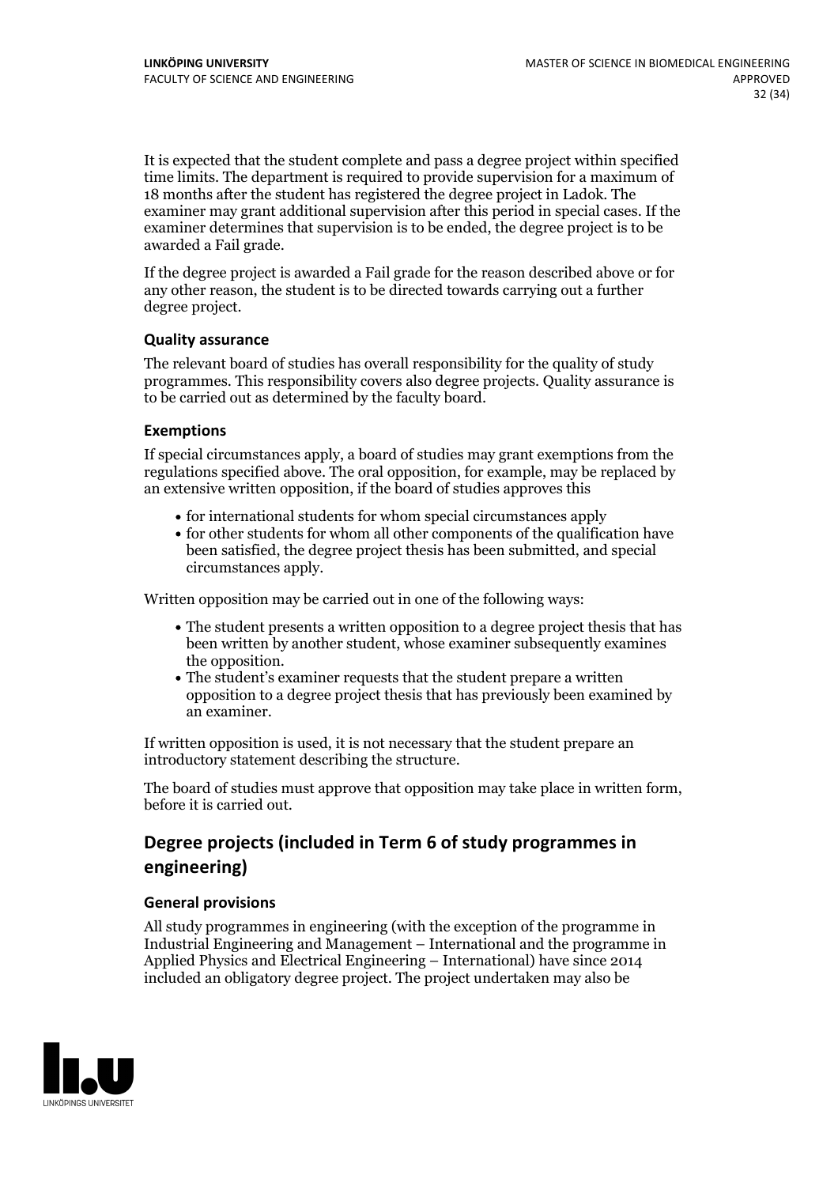It is expected that the student complete and pass a degree project within specified time limits. The department is required to provide supervision for a maximum of 18 months after the student has registered the degree project in Ladok. The examiner may grant additional supervision after this period in special cases. If the examiner determines that supervision is to be ended, the degree project is to be awarded a Fail grade.

If the degree project is awarded a Fail grade for the reason described above or for any other reason, the student is to be directed towards carrying out a further degree project.

### Quality assurance

The relevant board of studies has overall responsibility for the quality of study programmes. This responsibility covers also degree projects. Quality assurance is to be carried out as determined by the faculty board.

### Exemptions

If special circumstances apply, a board of studies may grant exemptions from the regulations specified above. The oral opposition, for example, may be replaced by an extensive written opposition, if the board of studies approves this

- for international students for whom special circumstances apply
- for other students for whom all other components of the qualification have been satisfied, the degree project thesis has been submitted, and special circumstances apply.

Written opposition may be carried out in one of the following ways:

- The student presents a written opposition to a degree project thesis that has been written by another student, whose examiner subsequently examines the opposition.
- The student's examiner requests that the student prepare a written opposition to a degree project thesis that has previously been examined by an examiner.

If written opposition is used, it is not necessary that the student prepare an introductory statement describing the structure.

The board of studies must approve that opposition may take place in written form, before it is carried out.

## Degree projects (included in Term 6 of study programmes in engineering)

### General provisions

All study programmes in engineering (with the exception of the programme in Industrial Engineering and Management – International and the programme in Applied Physics and Electrical Engineering – International) have since 2014 included an obligatory degree project. The project undertaken may also be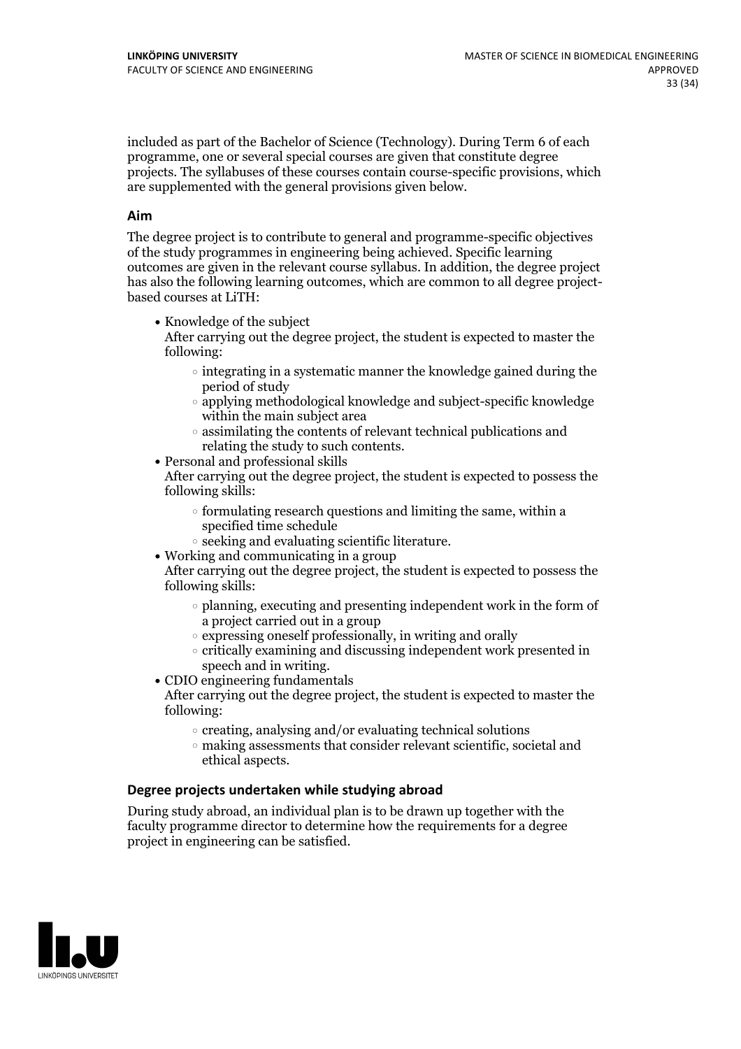included as part of the Bachelor of Science (Technology). During Term 6 of each programme, one or several special courses are given that constitute degree projects. The syllabuses of these courses contain course-specific provisions, which are supplemented with the general provisions given below.

### Aim

The degree project is to contribute to general and programme-specific objectives of the study programmes in engineering being achieved. Specific learning outcomes are given in the relevant course syllabus. In addition, the degree project has also the following learning outcomes, which are common to all degree project-based courses at LiTH:

- Knowledge of the subject
  After carrying out the degree project, the student is expected to master the following:
  - integrating in a systematic manner the knowledge gained during the period of study
  - applying methodological knowledge and subject-specific knowledge within the main subject area
  - assimilating the contents of relevant technical publications and relating the study to such contents.
- Personal and professional skills
  After carrying out the degree project, the student is expected to possess the following skills:
  - formulating research questions and limiting the same, within a specified time schedule
  - seeking and evaluating scientific literature.
- Working and communicating in a group
  After carrying out the degree project, the student is expected to possess the following skills:
  - planning, executing and presenting independent work in the form of a project carried out in a group
  - expressing oneself professionally, in writing and orally
  - critically examining and discussing independent work presented in speech and in writing.
- CDIO engineering fundamentals
  After carrying out the degree project, the student is expected to master the following:
  - creating, analysing and/or evaluating technical solutions
  - making assessments that consider relevant scientific, societal and ethical aspects.

### Degree projects undertaken while studying abroad

During study abroad, an individual plan is to be drawn up together with the faculty programme director to determine how the requirements for a degree project in engineering can be satisfied.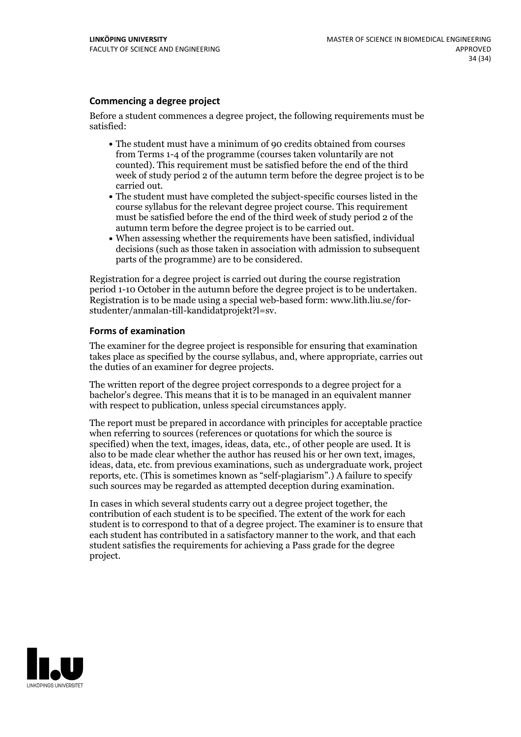### Commencing a degree project

Before a student commences a degree project, the following requirements must be satisfied:

- The student must have a minimum of 90 credits obtained from courses from Terms 1-4 of the programme (courses taken voluntarily are not counted). This requirement must be satisfied before the end of the third week of study period 2 of the autumn term before the degree project is to be carried out.
- The student must have completed the subject-specific courses listed in the course syllabus for the relevant degree project course. This requirement must be satisfied before the end of the third week of study period 2 of the autumn term before the degree project is to be carried out.
- When assessing whether the requirements have been satisfied, individual decisions (such as those taken in association with admission to subsequent parts of the programme) are to be considered.

Registration for a degree project is carried out during the course registration period 1-10 October in the autumn before the degree project is to be undertaken. Registration is to be made using a special web-based form: www.lith.liu.se/for-studenter/anmalan-till-kandidatprojekt?l=sv.

### Forms of examination

The examiner for the degree project is responsible for ensuring that examination takes place as specified by the course syllabus, and, where appropriate, carries out the duties of an examiner for degree projects.

The written report of the degree project corresponds to a degree project for a bachelor's degree. This means that it is to be managed in an equivalent manner with respect to publication, unless special circumstances apply.

The report must be prepared in accordance with principles for acceptable practice when referring to sources (references or quotations for which the source is specified) when the text, images, ideas, data, etc., of other people are used. It is also to be made clear whether the author has reused his or her own text, images, ideas, data, etc. from previous examinations, such as undergraduate work, project reports, etc. (This is sometimes known as "self-plagiarism".) A failure to specify such sources may be regarded as attempted deception during examination.

In cases in which several students carry out a degree project together, the contribution of each student is to be specified. The extent of the work for each student is to correspond to that of a degree project. The examiner is to ensure that each student has contributed in a satisfactory manner to the work, and that each student satisfies the requirements for achieving a Pass grade for the degree project.